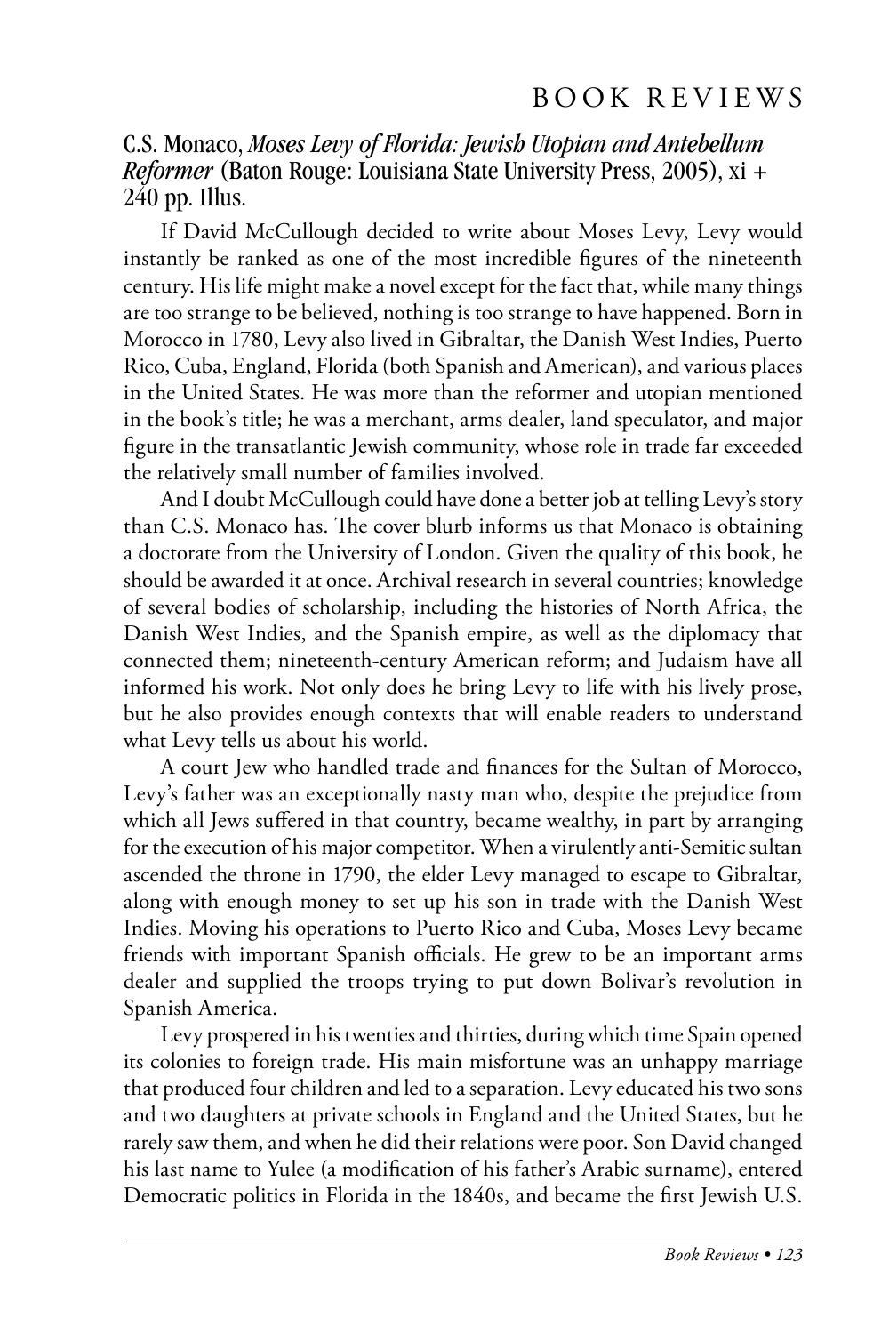# BOOK REVIEWS

## C.S. Monaco, *Moses Levy of Florida: Jewish Utopian and Antebellum Reformer* (Baton Rouge: Louisiana State University Press, 2005), xi + 240 pp. Illus.

If David McCullough decided to write about Moses Levy, Levy would instantly be ranked as one of the most incredible figures of the nineteenth century. His life might make a novel except for the fact that, while many things are too strange to be believed, nothing is too strange to have happened. Born in Morocco in 1780, Levy also lived in Gibraltar, the Danish West Indies, Puerto Rico, Cuba, England, Florida (both Spanish and American), and various places in the United States. He was more than the reformer and utopian mentioned in the book's title; he was a merchant, arms dealer, land speculator, and major figure in the transatlantic Jewish community, whose role in trade far exceeded the relatively small number of families involved.

And I doubt McCullough could have done a better job at telling Levy's story than C.S. Monaco has. The cover blurb informs us that Monaco is obtaining a doctorate from the University of London. Given the quality of this book, he should be awarded it at once. Archival research in several countries; knowledge of several bodies of scholarship, including the histories of North Africa, the Danish West Indies, and the Spanish empire, as well as the diplomacy that connected them; nineteenth-century American reform; and Judaism have all informed his work. Not only does he bring Levy to life with his lively prose, but he also provides enough contexts that will enable readers to understand what Levy tells us about his world.

A court Jew who handled trade and finances for the Sultan of Morocco, Levy's father was an exceptionally nasty man who, despite the prejudice from which all Jews suffered in that country, became wealthy, in part by arranging for the execution of his major competitor. When a virulently anti-Semitic sultan ascended the throne in 1790, the elder Levy managed to escape to Gibraltar, along with enough money to set up his son in trade with the Danish West Indies. Moving his operations to Puerto Rico and Cuba, Moses Levy became friends with important Spanish officials. He grew to be an important arms dealer and supplied the troops trying to put down Bolivar's revolution in Spanish America.

Levy prospered in his twenties and thirties, during which time Spain opened its colonies to foreign trade. His main misfortune was an unhappy marriage that produced four children and led to a separation. Levy educated his two sons and two daughters at private schools in England and the United States, but he rarely saw them, and when he did their relations were poor. Son David changed his last name to Yulee (a modification of his father's Arabic surname), entered Democratic politics in Florida in the 1840s, and became the first Jewish U.S.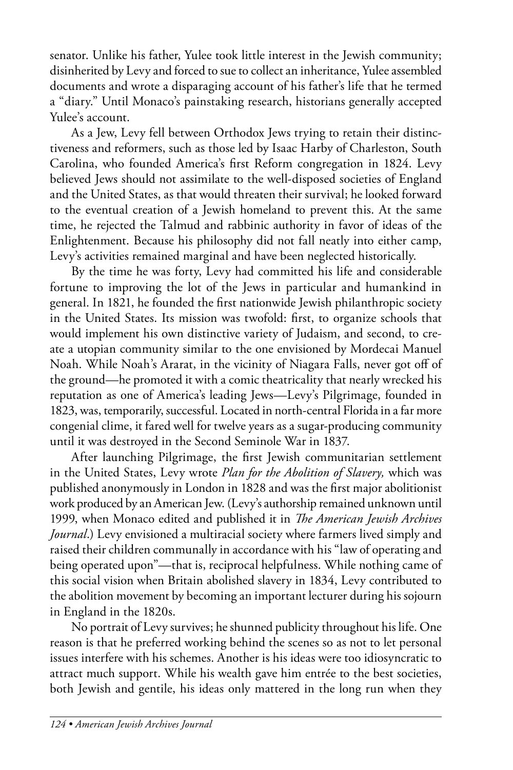senator. Unlike his father, Yulee took little interest in the Jewish community; disinherited by Levy and forced to sue to collect an inheritance, Yulee assembled documents and wrote a disparaging account of his father's life that he termed a "diary." Until Monaco's painstaking research, historians generally accepted Yulee's account.

As a Jew, Levy fell between Orthodox Jews trying to retain their distinctiveness and reformers, such as those led by Isaac Harby of Charleston, South Carolina, who founded America's first Reform congregation in 1824. Levy believed Jews should not assimilate to the well-disposed societies of England and the United States, as that would threaten their survival; he looked forward to the eventual creation of a Jewish homeland to prevent this. At the same time, he rejected the Talmud and rabbinic authority in favor of ideas of the Enlightenment. Because his philosophy did not fall neatly into either camp, Levy's activities remained marginal and have been neglected historically.

By the time he was forty, Levy had committed his life and considerable fortune to improving the lot of the Jews in particular and humankind in general. In 1821, he founded the first nationwide Jewish philanthropic society in the United States. Its mission was twofold: first, to organize schools that would implement his own distinctive variety of Judaism, and second, to create a utopian community similar to the one envisioned by Mordecai Manuel Noah. While Noah's Ararat, in the vicinity of Niagara Falls, never got off of the ground—he promoted it with a comic theatricality that nearly wrecked his reputation as one of America's leading Jews—Levy's Pilgrimage, founded in 1823, was, temporarily, successful. Located in north-central Florida in a far more congenial clime, it fared well for twelve years as a sugar-producing community until it was destroyed in the Second Seminole War in 1837.

After launching Pilgrimage, the first Jewish communitarian settlement in the United States, Levy wrote *Plan for the Abolition of Slavery,* which was published anonymously in London in 1828 and was the first major abolitionist work produced by an American Jew. (Levy's authorship remained unknown until 1999, when Monaco edited and published it in *The American Jewish Archives Journal*.) Levy envisioned a multiracial society where farmers lived simply and raised their children communally in accordance with his "law of operating and being operated upon"—that is, reciprocal helpfulness. While nothing came of this social vision when Britain abolished slavery in 1834, Levy contributed to the abolition movement by becoming an important lecturer during his sojourn in England in the 1820s.

No portrait of Levy survives; he shunned publicity throughout his life. One reason is that he preferred working behind the scenes so as not to let personal issues interfere with his schemes. Another is his ideas were too idiosyncratic to attract much support. While his wealth gave him entrée to the best societies, both Jewish and gentile, his ideas only mattered in the long run when they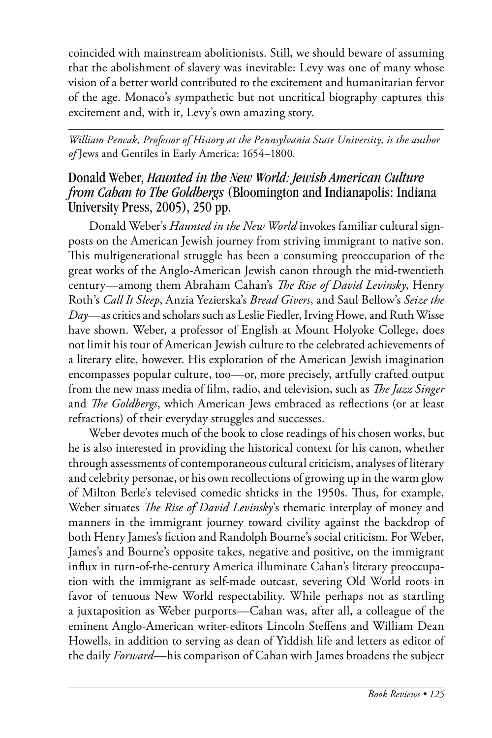coincided with mainstream abolitionists. Still, we should beware of assuming that the abolishment of slavery was inevitable: Levy was one of many whose vision of a better world contributed to the excitement and humanitarian fervor of the age. Monaco's sympathetic but not uncritical biography captures this excitement and, with it, Levy's own amazing story.

---

*William Pencak, Professor of History at the Pennsylvania State University, is the author of* Jews and Gentiles in Early America: 1654–1800.

### Donald Weber, *Haunted in the New World: Jewish American Culture from Cahan to The Goldbergs* (Bloomington and Indianapolis: Indiana University Press, 2005), 250 pp.

Donald Weber's *Haunted in the New World* invokes familiar cultural signposts on the American Jewish journey from striving immigrant to native son. This multigenerational struggle has been a consuming preoccupation of the great works of the Anglo-American Jewish canon through the mid-twentieth century—among them Abraham Cahan's *The Rise of David Levinsky*, Henry Roth's *Call It Sleep*, Anzia Yezierska's *Bread Givers*, and Saul Bellow's *Seize the Day*—as critics and scholars such as Leslie Fiedler, Irving Howe, and Ruth Wisse have shown. Weber, a professor of English at Mount Holyoke College, does not limit his tour of American Jewish culture to the celebrated achievements of a literary elite, however. His exploration of the American Jewish imagination encompasses popular culture, too—or, more precisely, artfully crafted output from the new mass media of film, radio, and television, such as *The Jazz Singer* and *The Goldbergs*, which American Jews embraced as reflections (or at least refractions) of their everyday struggles and successes.

Weber devotes much of the book to close readings of his chosen works, but he is also interested in providing the historical context for his canon, whether through assessments of contemporaneous cultural criticism, analyses of literary and celebrity personae, or his own recollections of growing up in the warm glow of Milton Berle's televised comedic shticks in the 1950s. Thus, for example, Weber situates *The Rise of David Levinsky*'s thematic interplay of money and manners in the immigrant journey toward civility against the backdrop of both Henry James's fiction and Randolph Bourne's social criticism. For Weber, James's and Bourne's opposite takes, negative and positive, on the immigrant influx in turn-of-the-century America illuminate Cahan's literary preoccupation with the immigrant as self-made outcast, severing Old World roots in favor of tenuous New World respectability. While perhaps not as startling a juxtaposition as Weber purports—Cahan was, after all, a colleague of the eminent Anglo-American writer-editors Lincoln Steffens and William Dean Howells, in addition to serving as dean of Yiddish life and letters as editor of the daily *Forward*—his comparison of Cahan with James broadens the subject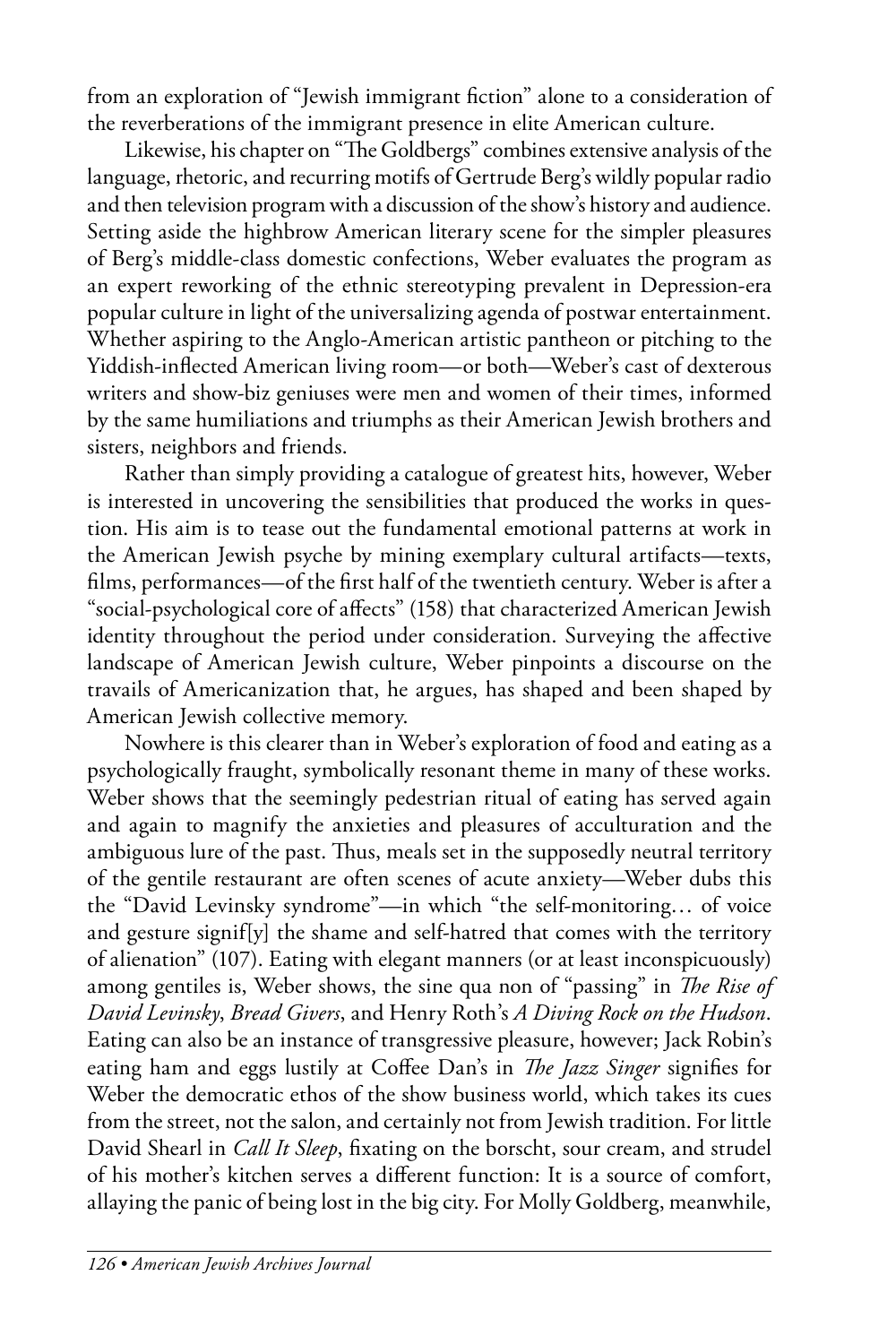from an exploration of "Jewish immigrant fiction" alone to a consideration of the reverberations of the immigrant presence in elite American culture.

Likewise, his chapter on "The Goldbergs" combines extensive analysis of the language, rhetoric, and recurring motifs of Gertrude Berg's wildly popular radio and then television program with a discussion of the show's history and audience. Setting aside the highbrow American literary scene for the simpler pleasures of Berg's middle-class domestic confections, Weber evaluates the program as an expert reworking of the ethnic stereotyping prevalent in Depression-era popular culture in light of the universalizing agenda of postwar entertainment. Whether aspiring to the Anglo-American artistic pantheon or pitching to the Yiddish-inflected American living room—or both—Weber's cast of dexterous writers and show-biz geniuses were men and women of their times, informed by the same humiliations and triumphs as their American Jewish brothers and sisters, neighbors and friends.

Rather than simply providing a catalogue of greatest hits, however, Weber is interested in uncovering the sensibilities that produced the works in question. His aim is to tease out the fundamental emotional patterns at work in the American Jewish psyche by mining exemplary cultural artifacts—texts, films, performances—of the first half of the twentieth century. Weber is after a "social-psychological core of affects" (158) that characterized American Jewish identity throughout the period under consideration. Surveying the affective landscape of American Jewish culture, Weber pinpoints a discourse on the travails of Americanization that, he argues, has shaped and been shaped by American Jewish collective memory.

Nowhere is this clearer than in Weber's exploration of food and eating as a psychologically fraught, symbolically resonant theme in many of these works. Weber shows that the seemingly pedestrian ritual of eating has served again and again to magnify the anxieties and pleasures of acculturation and the ambiguous lure of the past. Thus, meals set in the supposedly neutral territory of the gentile restaurant are often scenes of acute anxiety—Weber dubs this the "David Levinsky syndrome"—in which "the self-monitoring… of voice and gesture signif[y] the shame and self-hatred that comes with the territory of alienation" (107). Eating with elegant manners (or at least inconspicuously) among gentiles is, Weber shows, the sine qua non of "passing" in *The Rise of David Levinsky*, *Bread Givers*, and Henry Roth's *A Diving Rock on the Hudson*. Eating can also be an instance of transgressive pleasure, however; Jack Robin's eating ham and eggs lustily at Coffee Dan's in *The Jazz Singer* signifies for Weber the democratic ethos of the show business world, which takes its cues from the street, not the salon, and certainly not from Jewish tradition. For little David Shearl in *Call It Sleep*, fixating on the borscht, sour cream, and strudel of his mother's kitchen serves a different function: It is a source of comfort, allaying the panic of being lost in the big city. For Molly Goldberg, meanwhile,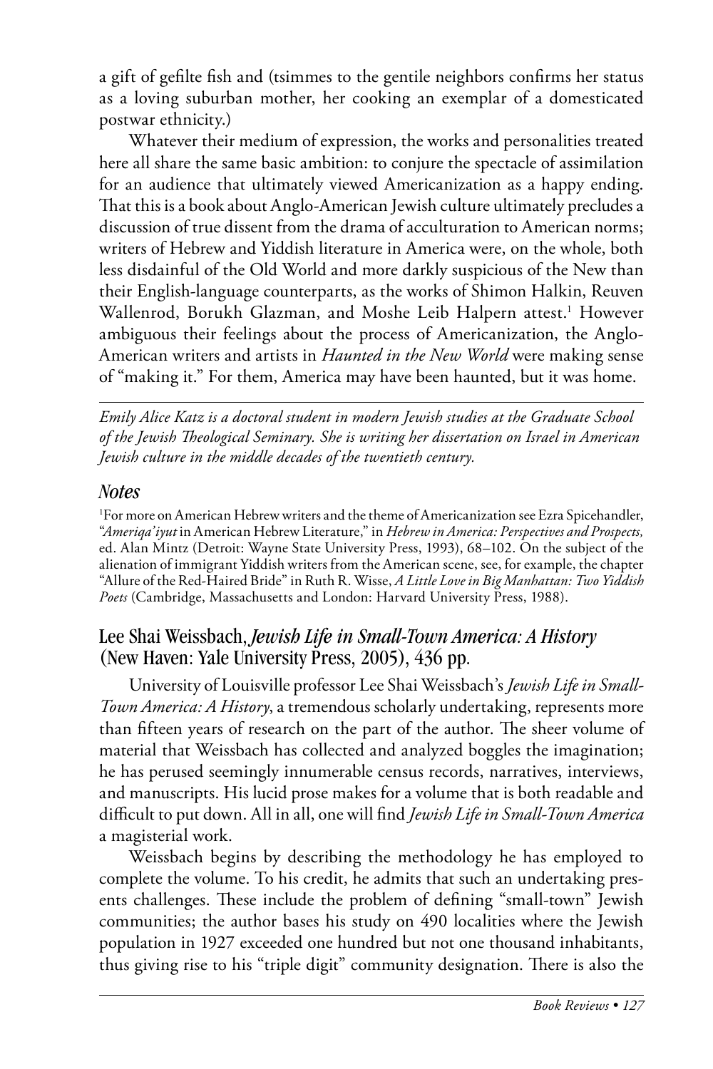a gift of gefilte fish and (tsimmes to the gentile neighbors confirms her status as a loving suburban mother, her cooking an exemplar of a domesticated postwar ethnicity.)

Whatever their medium of expression, the works and personalities treated here all share the same basic ambition: to conjure the spectacle of assimilation for an audience that ultimately viewed Americanization as a happy ending. That this is a book about Anglo-American Jewish culture ultimately precludes a discussion of true dissent from the drama of acculturation to American norms; writers of Hebrew and Yiddish literature in America were, on the whole, both less disdainful of the Old World and more darkly suspicious of the New than their English-language counterparts, as the works of Shimon Halkin, Reuven Wallenrod, Borukh Glazman, and Moshe Leib Halpern attest.[1] However ambiguous their feelings about the process of Americanization, the Anglo-American writers and artists in *Haunted in the New World* were making sense of "making it." For them, America may have been haunted, but it was home.

---

*Emily Alice Katz is a doctoral student in modern Jewish studies at the Graduate School of the Jewish Theological Seminary. She is writing her dissertation on Israel in American Jewish culture in the middle decades of the twentieth century.*

### *Notes*

[1]For more on American Hebrew writers and the theme of Americanization see Ezra Spicehandler, "*Ameriqa'iyut* in American Hebrew Literature," in *Hebrew in America: Perspectives and Prospects,* ed. Alan Mintz (Detroit: Wayne State University Press, 1993), 68–102. On the subject of the alienation of immigrant Yiddish writers from the American scene, see, for example, the chapter "Allure of the Red-Haired Bride" in Ruth R. Wisse, *A Little Love in Big Manhattan: Two Yiddish Poets* (Cambridge, Massachusetts and London: Harvard University Press, 1988).

## Lee Shai Weissbach, *Jewish Life in Small-Town America: A History* (New Haven: Yale University Press, 2005), 436 pp.

University of Louisville professor Lee Shai Weissbach's *Jewish Life in Small-Town America: A History*, a tremendous scholarly undertaking, represents more than fifteen years of research on the part of the author. The sheer volume of material that Weissbach has collected and analyzed boggles the imagination; he has perused seemingly innumerable census records, narratives, interviews, and manuscripts. His lucid prose makes for a volume that is both readable and difficult to put down. All in all, one will find *Jewish Life in Small-Town America* a magisterial work.

Weissbach begins by describing the methodology he has employed to complete the volume. To his credit, he admits that such an undertaking presents challenges. These include the problem of defining "small-town" Jewish communities; the author bases his study on 490 localities where the Jewish population in 1927 exceeded one hundred but not one thousand inhabitants, thus giving rise to his "triple digit" community designation. There is also the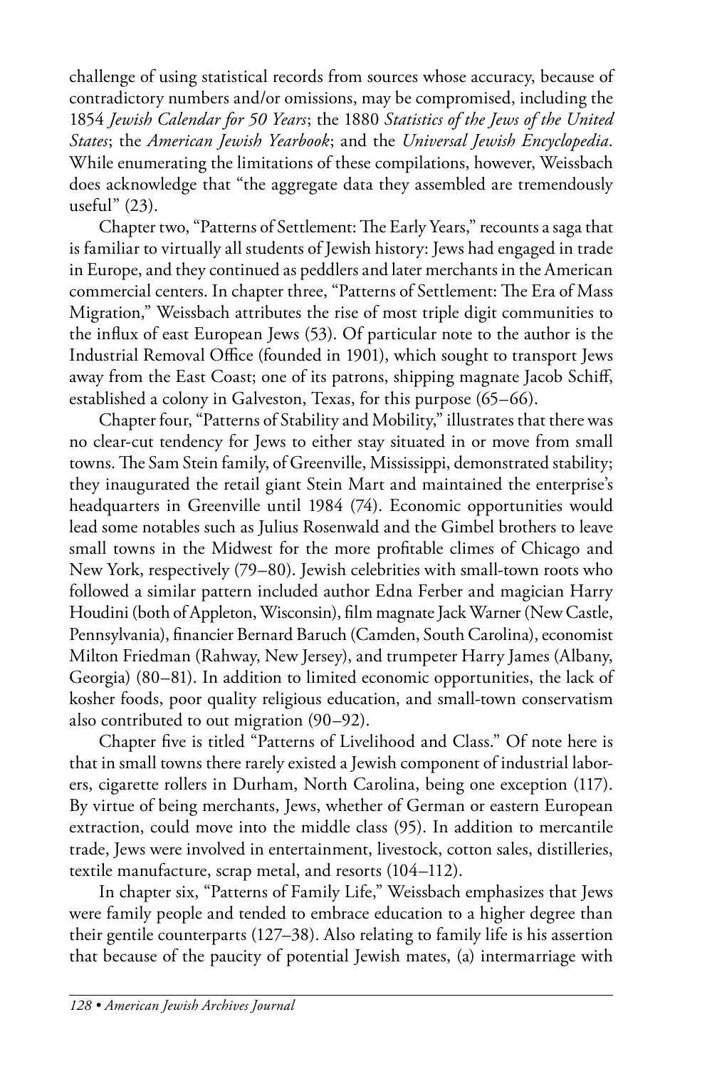challenge of using statistical records from sources whose accuracy, because of contradictory numbers and/or omissions, may be compromised, including the 1854 *Jewish Calendar for 50 Years*; the 1880 *Statistics of the Jews of the United States*; the *American Jewish Yearbook*; and the *Universal Jewish Encyclopedia*. While enumerating the limitations of these compilations, however, Weissbach does acknowledge that "the aggregate data they assembled are tremendously useful" (23).

Chapter two, "Patterns of Settlement: The Early Years," recounts a saga that is familiar to virtually all students of Jewish history: Jews had engaged in trade in Europe, and they continued as peddlers and later merchants in the American commercial centers. In chapter three, "Patterns of Settlement: The Era of Mass Migration," Weissbach attributes the rise of most triple digit communities to the influx of east European Jews (53). Of particular note to the author is the Industrial Removal Office (founded in 1901), which sought to transport Jews away from the East Coast; one of its patrons, shipping magnate Jacob Schiff, established a colony in Galveston, Texas, for this purpose (65–66).

Chapter four, "Patterns of Stability and Mobility," illustrates that there was no clear-cut tendency for Jews to either stay situated in or move from small towns. The Sam Stein family, of Greenville, Mississippi, demonstrated stability; they inaugurated the retail giant Stein Mart and maintained the enterprise's headquarters in Greenville until 1984 (74). Economic opportunities would lead some notables such as Julius Rosenwald and the Gimbel brothers to leave small towns in the Midwest for the more profitable climes of Chicago and New York, respectively (79–80). Jewish celebrities with small-town roots who followed a similar pattern included author Edna Ferber and magician Harry Houdini (both of Appleton, Wisconsin), film magnate Jack Warner (New Castle, Pennsylvania), financier Bernard Baruch (Camden, South Carolina), economist Milton Friedman (Rahway, New Jersey), and trumpeter Harry James (Albany, Georgia) (80–81). In addition to limited economic opportunities, the lack of kosher foods, poor quality religious education, and small-town conservatism also contributed to out migration (90–92).

Chapter five is titled "Patterns of Livelihood and Class." Of note here is that in small towns there rarely existed a Jewish component of industrial laborers, cigarette rollers in Durham, North Carolina, being one exception (117). By virtue of being merchants, Jews, whether of German or eastern European extraction, could move into the middle class (95). In addition to mercantile trade, Jews were involved in entertainment, livestock, cotton sales, distilleries, textile manufacture, scrap metal, and resorts (104–112).

In chapter six, "Patterns of Family Life," Weissbach emphasizes that Jews were family people and tended to embrace education to a higher degree than their gentile counterparts (127–38). Also relating to family life is his assertion that because of the paucity of potential Jewish mates, (a) intermarriage with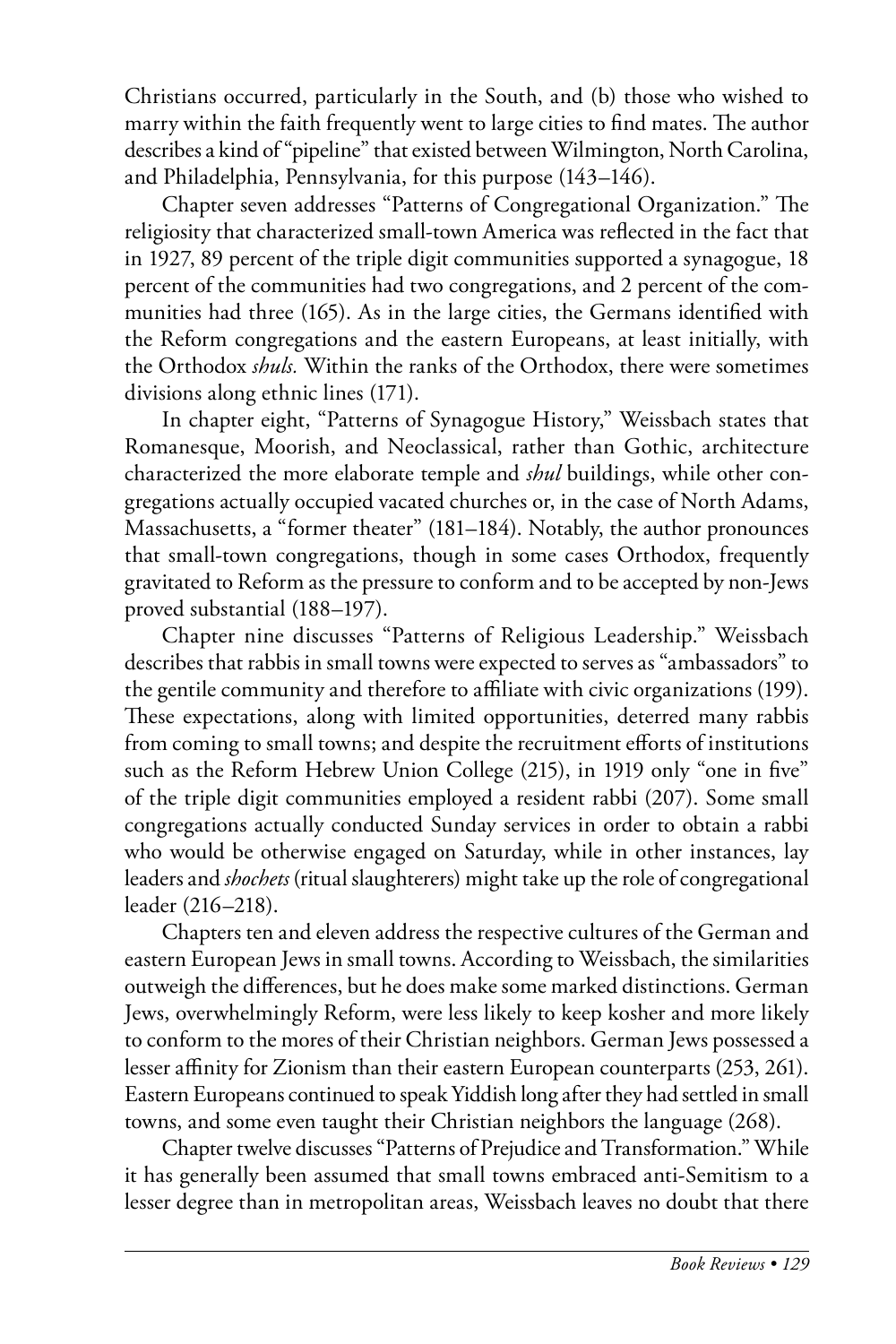Christians occurred, particularly in the South, and (b) those who wished to marry within the faith frequently went to large cities to find mates. The author describes a kind of "pipeline" that existed between Wilmington, North Carolina, and Philadelphia, Pennsylvania, for this purpose (143–146).

Chapter seven addresses "Patterns of Congregational Organization." The religiosity that characterized small-town America was reflected in the fact that in 1927, 89 percent of the triple digit communities supported a synagogue, 18 percent of the communities had two congregations, and 2 percent of the communities had three (165). As in the large cities, the Germans identified with the Reform congregations and the eastern Europeans, at least initially, with the Orthodox *shuls.* Within the ranks of the Orthodox, there were sometimes divisions along ethnic lines (171).

In chapter eight, "Patterns of Synagogue History," Weissbach states that Romanesque, Moorish, and Neoclassical, rather than Gothic, architecture characterized the more elaborate temple and *shul* buildings, while other congregations actually occupied vacated churches or, in the case of North Adams, Massachusetts, a "former theater" (181–184). Notably, the author pronounces that small-town congregations, though in some cases Orthodox, frequently gravitated to Reform as the pressure to conform and to be accepted by non-Jews proved substantial (188–197).

Chapter nine discusses "Patterns of Religious Leadership." Weissbach describes that rabbis in small towns were expected to serves as "ambassadors" to the gentile community and therefore to affiliate with civic organizations (199). These expectations, along with limited opportunities, deterred many rabbis from coming to small towns; and despite the recruitment efforts of institutions such as the Reform Hebrew Union College (215), in 1919 only "one in five" of the triple digit communities employed a resident rabbi (207). Some small congregations actually conducted Sunday services in order to obtain a rabbi who would be otherwise engaged on Saturday, while in other instances, lay leaders and *shochets* (ritual slaughterers) might take up the role of congregational leader (216–218).

Chapters ten and eleven address the respective cultures of the German and eastern European Jews in small towns. According to Weissbach, the similarities outweigh the differences, but he does make some marked distinctions. German Jews, overwhelmingly Reform, were less likely to keep kosher and more likely to conform to the mores of their Christian neighbors. German Jews possessed a lesser affinity for Zionism than their eastern European counterparts (253, 261). Eastern Europeans continued to speak Yiddish long after they had settled in small towns, and some even taught their Christian neighbors the language (268).

Chapter twelve discusses "Patterns of Prejudice and Transformation." While it has generally been assumed that small towns embraced anti-Semitism to a lesser degree than in metropolitan areas, Weissbach leaves no doubt that there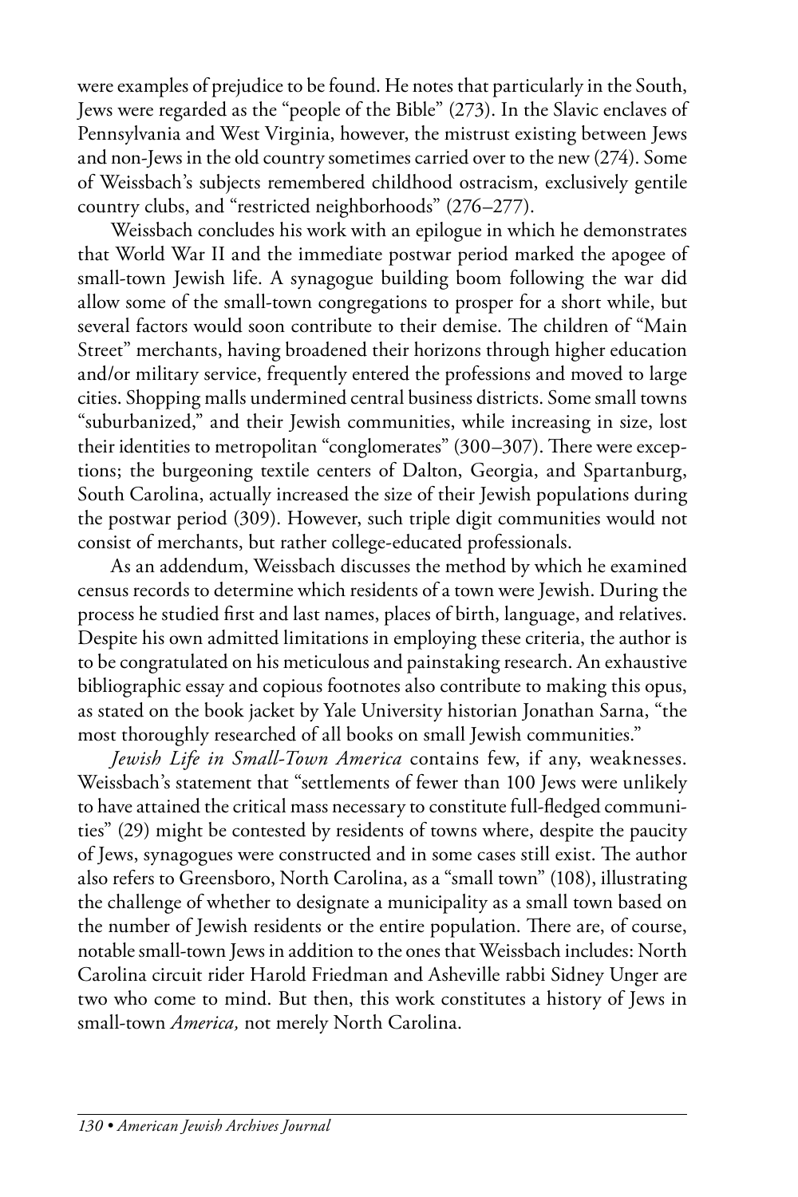were examples of prejudice to be found. He notes that particularly in the South, Jews were regarded as the "people of the Bible" (273). In the Slavic enclaves of Pennsylvania and West Virginia, however, the mistrust existing between Jews and non-Jews in the old country sometimes carried over to the new (274). Some of Weissbach's subjects remembered childhood ostracism, exclusively gentile country clubs, and "restricted neighborhoods" (276–277).

Weissbach concludes his work with an epilogue in which he demonstrates that World War II and the immediate postwar period marked the apogee of small-town Jewish life. A synagogue building boom following the war did allow some of the small-town congregations to prosper for a short while, but several factors would soon contribute to their demise. The children of "Main Street" merchants, having broadened their horizons through higher education and/or military service, frequently entered the professions and moved to large cities. Shopping malls undermined central business districts. Some small towns "suburbanized," and their Jewish communities, while increasing in size, lost their identities to metropolitan "conglomerates" (300–307). There were exceptions; the burgeoning textile centers of Dalton, Georgia, and Spartanburg, South Carolina, actually increased the size of their Jewish populations during the postwar period (309). However, such triple digit communities would not consist of merchants, but rather college-educated professionals.

As an addendum, Weissbach discusses the method by which he examined census records to determine which residents of a town were Jewish. During the process he studied first and last names, places of birth, language, and relatives. Despite his own admitted limitations in employing these criteria, the author is to be congratulated on his meticulous and painstaking research. An exhaustive bibliographic essay and copious footnotes also contribute to making this opus, as stated on the book jacket by Yale University historian Jonathan Sarna, "the most thoroughly researched of all books on small Jewish communities."

*Jewish Life in Small-Town America* contains few, if any, weaknesses. Weissbach's statement that "settlements of fewer than 100 Jews were unlikely to have attained the critical mass necessary to constitute full-fledged communities" (29) might be contested by residents of towns where, despite the paucity of Jews, synagogues were constructed and in some cases still exist. The author also refers to Greensboro, North Carolina, as a "small town" (108), illustrating the challenge of whether to designate a municipality as a small town based on the number of Jewish residents or the entire population. There are, of course, notable small-town Jews in addition to the ones that Weissbach includes: North Carolina circuit rider Harold Friedman and Asheville rabbi Sidney Unger are two who come to mind. But then, this work constitutes a history of Jews in small-town *America,* not merely North Carolina.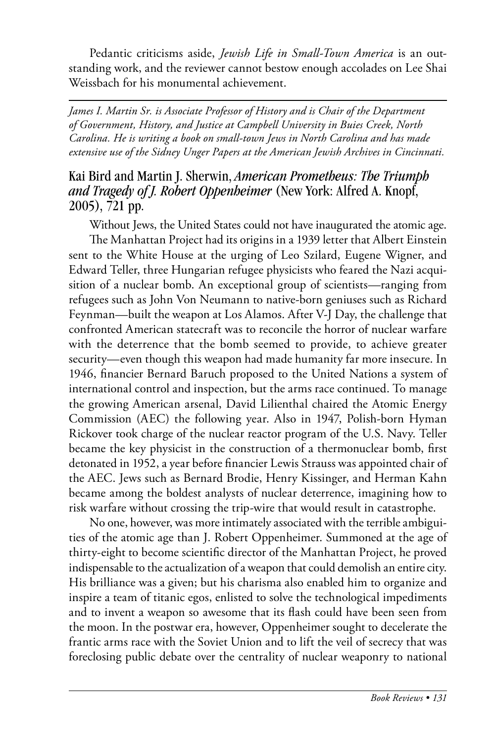Pedantic criticisms aside, *Jewish Life in Small-Town America* is an outstanding work, and the reviewer cannot bestow enough accolades on Lee Shai Weissbach for his monumental achievement.

---

*James I. Martin Sr. is Associate Professor of History and is Chair of the Department of Government, History, and Justice at Campbell University in Buies Creek, North Carolina. He is writing a book on small-town Jews in North Carolina and has made extensive use of the Sidney Unger Papers at the American Jewish Archives in Cincinnati.*

## Kai Bird and Martin J. Sherwin, *American Prometheus: The Triumph and Tragedy of J. Robert Oppenheimer* (New York: Alfred A. Knopf, 2005), 721 pp.

Without Jews, the United States could not have inaugurated the atomic age. The Manhattan Project had its origins in a 1939 letter that Albert Einstein sent to the White House at the urging of Leo Szilard, Eugene Wigner, and Edward Teller, three Hungarian refugee physicists who feared the Nazi acquisition of a nuclear bomb. An exceptional group of scientists—ranging from refugees such as John Von Neumann to native-born geniuses such as Richard Feynman—built the weapon at Los Alamos. After V-J Day, the challenge that confronted American statecraft was to reconcile the horror of nuclear warfare with the deterrence that the bomb seemed to provide, to achieve greater security—even though this weapon had made humanity far more insecure. In 1946, financier Bernard Baruch proposed to the United Nations a system of international control and inspection, but the arms race continued. To manage the growing American arsenal, David Lilienthal chaired the Atomic Energy Commission (AEC) the following year. Also in 1947, Polish-born Hyman Rickover took charge of the nuclear reactor program of the U.S. Navy. Teller became the key physicist in the construction of a thermonuclear bomb, first detonated in 1952, a year before financier Lewis Strauss was appointed chair of the AEC. Jews such as Bernard Brodie, Henry Kissinger, and Herman Kahn became among the boldest analysts of nuclear deterrence, imagining how to risk warfare without crossing the trip-wire that would result in catastrophe.

No one, however, was more intimately associated with the terrible ambiguities of the atomic age than J. Robert Oppenheimer. Summoned at the age of thirty-eight to become scientific director of the Manhattan Project, he proved indispensable to the actualization of a weapon that could demolish an entire city. His brilliance was a given; but his charisma also enabled him to organize and inspire a team of titanic egos, enlisted to solve the technological impediments and to invent a weapon so awesome that its flash could have been seen from the moon. In the postwar era, however, Oppenheimer sought to decelerate the frantic arms race with the Soviet Union and to lift the veil of secrecy that was foreclosing public debate over the centrality of nuclear weaponry to national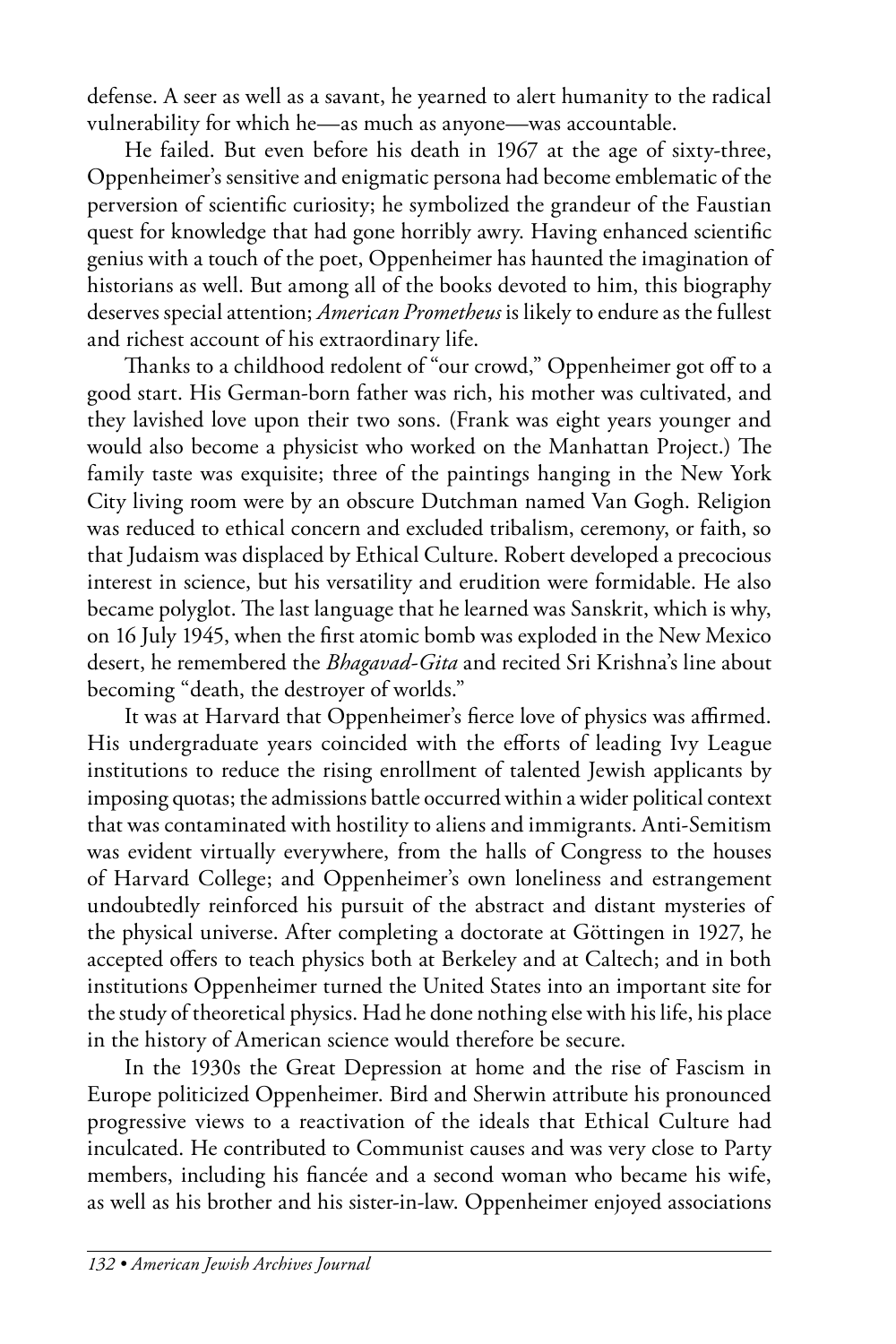defense. A seer as well as a savant, he yearned to alert humanity to the radical vulnerability for which he—as much as anyone—was accountable.

He failed. But even before his death in 1967 at the age of sixty-three, Oppenheimer's sensitive and enigmatic persona had become emblematic of the perversion of scientific curiosity; he symbolized the grandeur of the Faustian quest for knowledge that had gone horribly awry. Having enhanced scientific genius with a touch of the poet, Oppenheimer has haunted the imagination of historians as well. But among all of the books devoted to him, this biography deserves special attention; *American Prometheus* is likely to endure as the fullest and richest account of his extraordinary life.

Thanks to a childhood redolent of "our crowd," Oppenheimer got off to a good start. His German-born father was rich, his mother was cultivated, and they lavished love upon their two sons. (Frank was eight years younger and would also become a physicist who worked on the Manhattan Project.) The family taste was exquisite; three of the paintings hanging in the New York City living room were by an obscure Dutchman named Van Gogh. Religion was reduced to ethical concern and excluded tribalism, ceremony, or faith, so that Judaism was displaced by Ethical Culture. Robert developed a precocious interest in science, but his versatility and erudition were formidable. He also became polyglot. The last language that he learned was Sanskrit, which is why, on 16 July 1945, when the first atomic bomb was exploded in the New Mexico desert, he remembered the *Bhagavad-Gita* and recited Sri Krishna's line about becoming "death, the destroyer of worlds."

It was at Harvard that Oppenheimer's fierce love of physics was affirmed. His undergraduate years coincided with the efforts of leading Ivy League institutions to reduce the rising enrollment of talented Jewish applicants by imposing quotas; the admissions battle occurred within a wider political context that was contaminated with hostility to aliens and immigrants. Anti-Semitism was evident virtually everywhere, from the halls of Congress to the houses of Harvard College; and Oppenheimer's own loneliness and estrangement undoubtedly reinforced his pursuit of the abstract and distant mysteries of the physical universe. After completing a doctorate at Göttingen in 1927, he accepted offers to teach physics both at Berkeley and at Caltech; and in both institutions Oppenheimer turned the United States into an important site for the study of theoretical physics. Had he done nothing else with his life, his place in the history of American science would therefore be secure.

In the 1930s the Great Depression at home and the rise of Fascism in Europe politicized Oppenheimer. Bird and Sherwin attribute his pronounced progressive views to a reactivation of the ideals that Ethical Culture had inculcated. He contributed to Communist causes and was very close to Party members, including his fiancée and a second woman who became his wife, as well as his brother and his sister-in-law. Oppenheimer enjoyed associations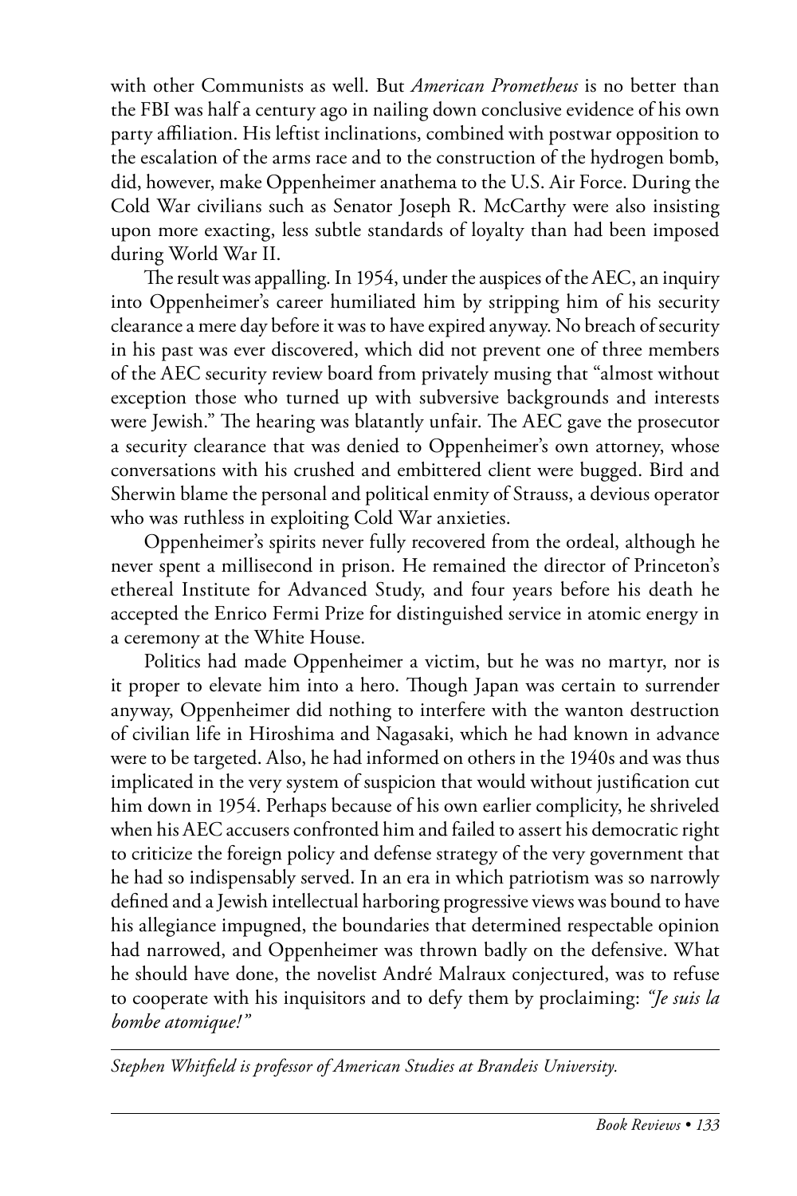with other Communists as well. But *American Prometheus* is no better than the FBI was half a century ago in nailing down conclusive evidence of his own party affiliation. His leftist inclinations, combined with postwar opposition to the escalation of the arms race and to the construction of the hydrogen bomb, did, however, make Oppenheimer anathema to the U.S. Air Force. During the Cold War civilians such as Senator Joseph R. McCarthy were also insisting upon more exacting, less subtle standards of loyalty than had been imposed during World War II.

The result was appalling. In 1954, under the auspices of the AEC, an inquiry into Oppenheimer's career humiliated him by stripping him of his security clearance a mere day before it was to have expired anyway. No breach of security in his past was ever discovered, which did not prevent one of three members of the AEC security review board from privately musing that "almost without exception those who turned up with subversive backgrounds and interests were Jewish." The hearing was blatantly unfair. The AEC gave the prosecutor a security clearance that was denied to Oppenheimer's own attorney, whose conversations with his crushed and embittered client were bugged. Bird and Sherwin blame the personal and political enmity of Strauss, a devious operator who was ruthless in exploiting Cold War anxieties.

Oppenheimer's spirits never fully recovered from the ordeal, although he never spent a millisecond in prison. He remained the director of Princeton's ethereal Institute for Advanced Study, and four years before his death he accepted the Enrico Fermi Prize for distinguished service in atomic energy in a ceremony at the White House.

Politics had made Oppenheimer a victim, but he was no martyr, nor is it proper to elevate him into a hero. Though Japan was certain to surrender anyway, Oppenheimer did nothing to interfere with the wanton destruction of civilian life in Hiroshima and Nagasaki, which he had known in advance were to be targeted. Also, he had informed on others in the 1940s and was thus implicated in the very system of suspicion that would without justification cut him down in 1954. Perhaps because of his own earlier complicity, he shriveled when his AEC accusers confronted him and failed to assert his democratic right to criticize the foreign policy and defense strategy of the very government that he had so indispensably served. In an era in which patriotism was so narrowly defined and a Jewish intellectual harboring progressive views was bound to have his allegiance impugned, the boundaries that determined respectable opinion had narrowed, and Oppenheimer was thrown badly on the defensive. What he should have done, the novelist André Malraux conjectured, was to refuse to cooperate with his inquisitors and to defy them by proclaiming: *"Je suis la bombe atomique!"*

---

*Stephen Whitfield is professor of American Studies at Brandeis University.*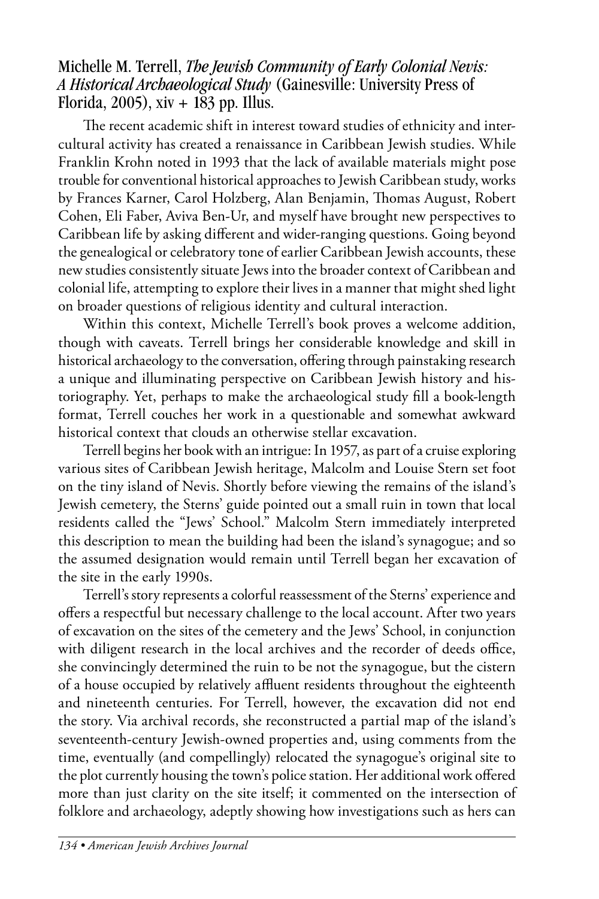Michelle M. Terrell, *The Jewish Community of Early Colonial Nevis: A Historical Archaeological Study* (Gainesville: University Press of Florida, 2005), xiv + 183 pp. Illus.

The recent academic shift in interest toward studies of ethnicity and intercultural activity has created a renaissance in Caribbean Jewish studies. While Franklin Krohn noted in 1993 that the lack of available materials might pose trouble for conventional historical approaches to Jewish Caribbean study, works by Frances Karner, Carol Holzberg, Alan Benjamin, Thomas August, Robert Cohen, Eli Faber, Aviva Ben-Ur, and myself have brought new perspectives to Caribbean life by asking different and wider-ranging questions. Going beyond the genealogical or celebratory tone of earlier Caribbean Jewish accounts, these new studies consistently situate Jews into the broader context of Caribbean and colonial life, attempting to explore their lives in a manner that might shed light on broader questions of religious identity and cultural interaction.

Within this context, Michelle Terrell's book proves a welcome addition, though with caveats. Terrell brings her considerable knowledge and skill in historical archaeology to the conversation, offering through painstaking research a unique and illuminating perspective on Caribbean Jewish history and historiography. Yet, perhaps to make the archaeological study fill a book-length format, Terrell couches her work in a questionable and somewhat awkward historical context that clouds an otherwise stellar excavation.

Terrell begins her book with an intrigue: In 1957, as part of a cruise exploring various sites of Caribbean Jewish heritage, Malcolm and Louise Stern set foot on the tiny island of Nevis. Shortly before viewing the remains of the island's Jewish cemetery, the Sterns' guide pointed out a small ruin in town that local residents called the "Jews' School." Malcolm Stern immediately interpreted this description to mean the building had been the island's synagogue; and so the assumed designation would remain until Terrell began her excavation of the site in the early 1990s.

Terrell's story represents a colorful reassessment of the Sterns' experience and offers a respectful but necessary challenge to the local account. After two years of excavation on the sites of the cemetery and the Jews' School, in conjunction with diligent research in the local archives and the recorder of deeds office, she convincingly determined the ruin to be not the synagogue, but the cistern of a house occupied by relatively affluent residents throughout the eighteenth and nineteenth centuries. For Terrell, however, the excavation did not end the story. Via archival records, she reconstructed a partial map of the island's seventeenth-century Jewish-owned properties and, using comments from the time, eventually (and compellingly) relocated the synagogue's original site to the plot currently housing the town's police station. Her additional work offered more than just clarity on the site itself; it commented on the intersection of folklore and archaeology, adeptly showing how investigations such as hers can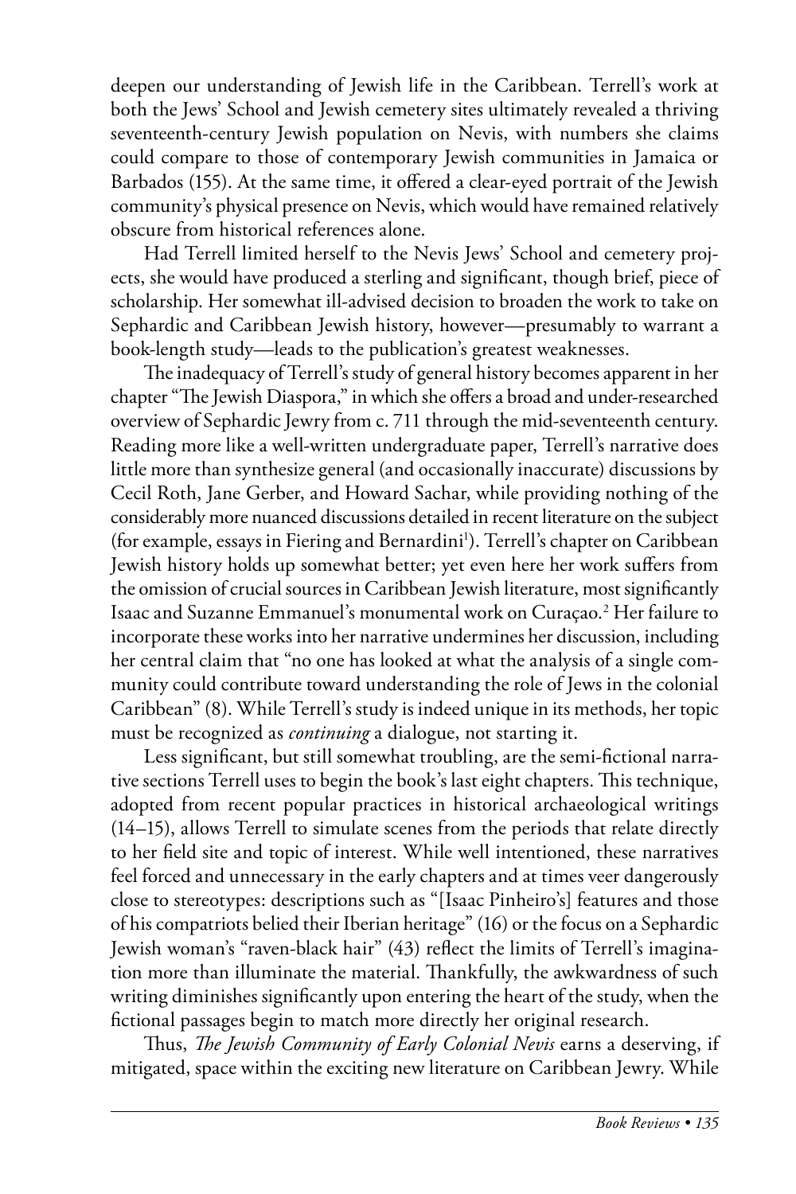deepen our understanding of Jewish life in the Caribbean. Terrell's work at both the Jews' School and Jewish cemetery sites ultimately revealed a thriving seventeenth-century Jewish population on Nevis, with numbers she claims could compare to those of contemporary Jewish communities in Jamaica or Barbados (155). At the same time, it offered a clear-eyed portrait of the Jewish community's physical presence on Nevis, which would have remained relatively obscure from historical references alone.

Had Terrell limited herself to the Nevis Jews' School and cemetery projects, she would have produced a sterling and significant, though brief, piece of scholarship. Her somewhat ill-advised decision to broaden the work to take on Sephardic and Caribbean Jewish history, however—presumably to warrant a book-length study—leads to the publication's greatest weaknesses.

The inadequacy of Terrell's study of general history becomes apparent in her chapter "The Jewish Diaspora," in which she offers a broad and under-researched overview of Sephardic Jewry from c. 711 through the mid-seventeenth century. Reading more like a well-written undergraduate paper, Terrell's narrative does little more than synthesize general (and occasionally inaccurate) discussions by Cecil Roth, Jane Gerber, and Howard Sachar, while providing nothing of the considerably more nuanced discussions detailed in recent literature on the subject (for example, essays in Fiering and Bernardini[1]). Terrell's chapter on Caribbean Jewish history holds up somewhat better; yet even here her work suffers from the omission of crucial sources in Caribbean Jewish literature, most significantly Isaac and Suzanne Emmanuel's monumental work on Curaçao.[2] Her failure to incorporate these works into her narrative undermines her discussion, including her central claim that "no one has looked at what the analysis of a single community could contribute toward understanding the role of Jews in the colonial Caribbean" (8). While Terrell's study is indeed unique in its methods, her topic must be recognized as *continuing* a dialogue, not starting it.

Less significant, but still somewhat troubling, are the semi-fictional narrative sections Terrell uses to begin the book's last eight chapters. This technique, adopted from recent popular practices in historical archaeological writings (14–15), allows Terrell to simulate scenes from the periods that relate directly to her field site and topic of interest. While well intentioned, these narratives feel forced and unnecessary in the early chapters and at times veer dangerously close to stereotypes: descriptions such as "[Isaac Pinheiro's] features and those of his compatriots belied their Iberian heritage" (16) or the focus on a Sephardic Jewish woman's "raven-black hair" (43) reflect the limits of Terrell's imagination more than illuminate the material. Thankfully, the awkwardness of such writing diminishes significantly upon entering the heart of the study, when the fictional passages begin to match more directly her original research.

Thus, *The Jewish Community of Early Colonial Nevis* earns a deserving, if mitigated, space within the exciting new literature on Caribbean Jewry. While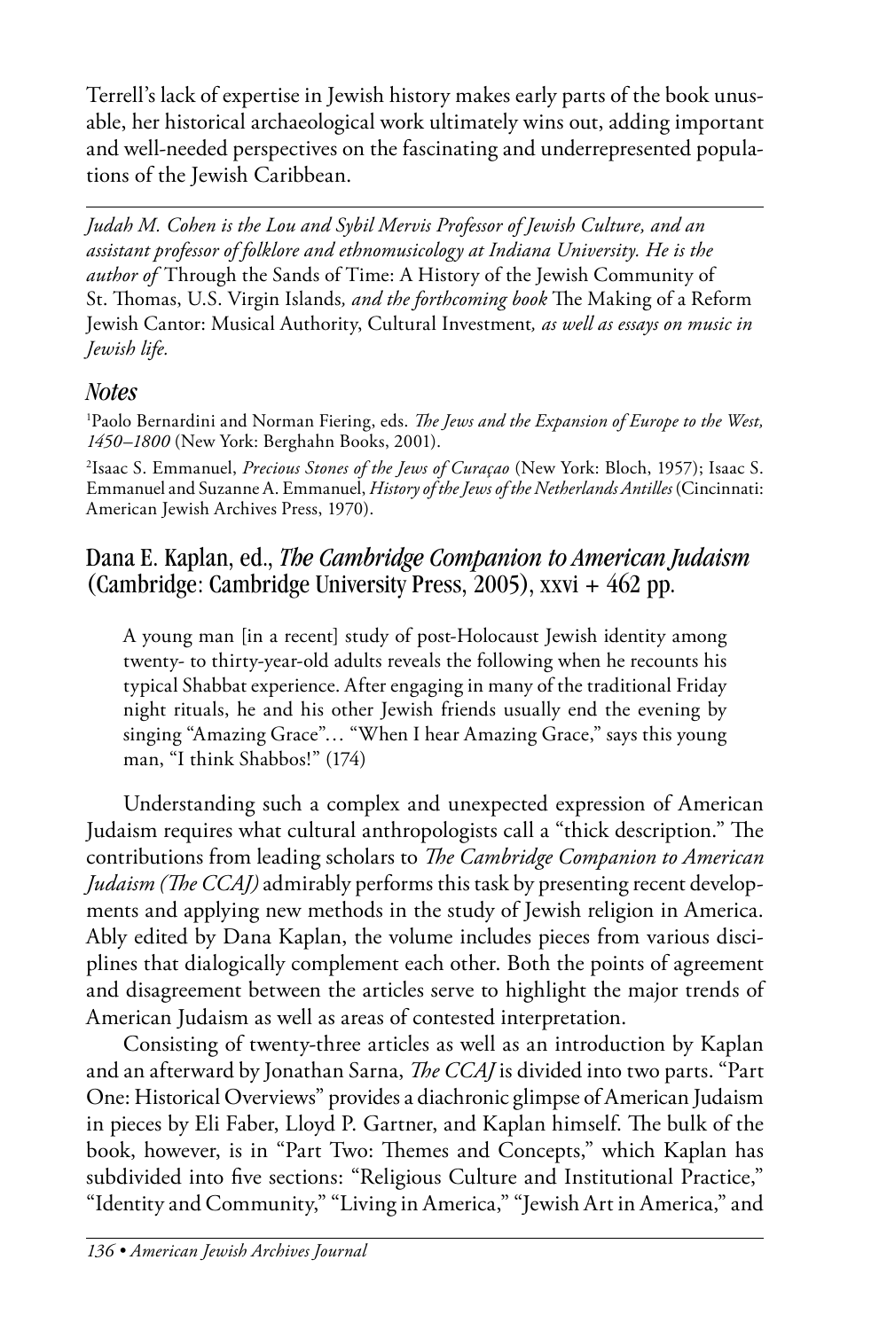Terrell's lack of expertise in Jewish history makes early parts of the book unusable, her historical archaeological work ultimately wins out, adding important and well-needed perspectives on the fascinating and underrepresented populations of the Jewish Caribbean.

---

*Judah M. Cohen is the Lou and Sybil Mervis Professor of Jewish Culture, and an assistant professor of folklore and ethnomusicology at Indiana University. He is the author of* Through the Sands of Time: A History of the Jewish Community of St. Thomas, U.S. Virgin Islands*, and the forthcoming book* The Making of a Reform Jewish Cantor: Musical Authority, Cultural Investment*, as well as essays on music in Jewish life.*

### *Notes*

[1]Paolo Bernardini and Norman Fiering, eds. *The Jews and the Expansion of Europe to the West, 1450–1800* (New York: Berghahn Books, 2001).

[2]Isaac S. Emmanuel, *Precious Stones of the Jews of Curaçao* (New York: Bloch, 1957); Isaac S. Emmanuel and Suzanne A. Emmanuel, *History of the Jews of the Netherlands Antilles* (Cincinnati: American Jewish Archives Press, 1970).

## Dana E. Kaplan, ed., *The Cambridge Companion to American Judaism* (Cambridge: Cambridge University Press, 2005), xxvi + 462 pp.

> A young man [in a recent] study of post-Holocaust Jewish identity among twenty- to thirty-year-old adults reveals the following when he recounts his typical Shabbat experience. After engaging in many of the traditional Friday night rituals, he and his other Jewish friends usually end the evening by singing "Amazing Grace"… "When I hear Amazing Grace," says this young man, "I think Shabbos!" (174)

Understanding such a complex and unexpected expression of American Judaism requires what cultural anthropologists call a "thick description." The contributions from leading scholars to *The Cambridge Companion to American Judaism (The CCAJ)* admirably performs this task by presenting recent developments and applying new methods in the study of Jewish religion in America. Ably edited by Dana Kaplan, the volume includes pieces from various disciplines that dialogically complement each other. Both the points of agreement and disagreement between the articles serve to highlight the major trends of American Judaism as well as areas of contested interpretation.

Consisting of twenty-three articles as well as an introduction by Kaplan and an afterward by Jonathan Sarna, *The CCAJ* is divided into two parts. "Part One: Historical Overviews" provides a diachronic glimpse of American Judaism in pieces by Eli Faber, Lloyd P. Gartner, and Kaplan himself. The bulk of the book, however, is in "Part Two: Themes and Concepts," which Kaplan has subdivided into five sections: "Religious Culture and Institutional Practice," "Identity and Community," "Living in America," "Jewish Art in America," and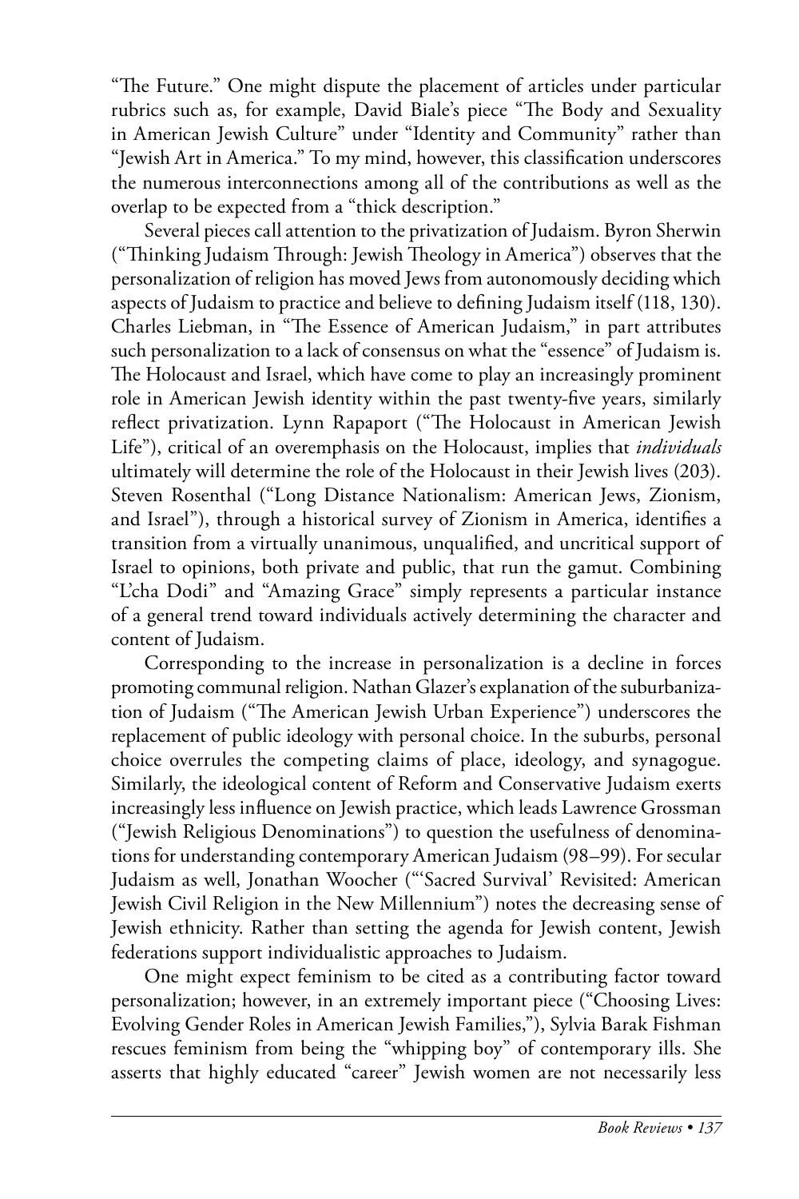"The Future." One might dispute the placement of articles under particular rubrics such as, for example, David Biale's piece "The Body and Sexuality in American Jewish Culture" under "Identity and Community" rather than "Jewish Art in America." To my mind, however, this classification underscores the numerous interconnections among all of the contributions as well as the overlap to be expected from a "thick description."

Several pieces call attention to the privatization of Judaism. Byron Sherwin ("Thinking Judaism Through: Jewish Theology in America") observes that the personalization of religion has moved Jews from autonomously deciding which aspects of Judaism to practice and believe to defining Judaism itself (118, 130). Charles Liebman, in "The Essence of American Judaism," in part attributes such personalization to a lack of consensus on what the "essence" of Judaism is. The Holocaust and Israel, which have come to play an increasingly prominent role in American Jewish identity within the past twenty-five years, similarly reflect privatization. Lynn Rapaport ("The Holocaust in American Jewish Life"), critical of an overemphasis on the Holocaust, implies that *individuals* ultimately will determine the role of the Holocaust in their Jewish lives (203). Steven Rosenthal ("Long Distance Nationalism: American Jews, Zionism, and Israel"), through a historical survey of Zionism in America, identifies a transition from a virtually unanimous, unqualified, and uncritical support of Israel to opinions, both private and public, that run the gamut. Combining "L'cha Dodi" and "Amazing Grace" simply represents a particular instance of a general trend toward individuals actively determining the character and content of Judaism.

Corresponding to the increase in personalization is a decline in forces promoting communal religion. Nathan Glazer's explanation of the suburbanization of Judaism ("The American Jewish Urban Experience") underscores the replacement of public ideology with personal choice. In the suburbs, personal choice overrules the competing claims of place, ideology, and synagogue. Similarly, the ideological content of Reform and Conservative Judaism exerts increasingly less influence on Jewish practice, which leads Lawrence Grossman ("Jewish Religious Denominations") to question the usefulness of denominations for understanding contemporary American Judaism (98–99). For secular Judaism as well, Jonathan Woocher ("'Sacred Survival' Revisited: American Jewish Civil Religion in the New Millennium") notes the decreasing sense of Jewish ethnicity. Rather than setting the agenda for Jewish content, Jewish federations support individualistic approaches to Judaism.

One might expect feminism to be cited as a contributing factor toward personalization; however, in an extremely important piece ("Choosing Lives: Evolving Gender Roles in American Jewish Families,"), Sylvia Barak Fishman rescues feminism from being the "whipping boy" of contemporary ills. She asserts that highly educated "career" Jewish women are not necessarily less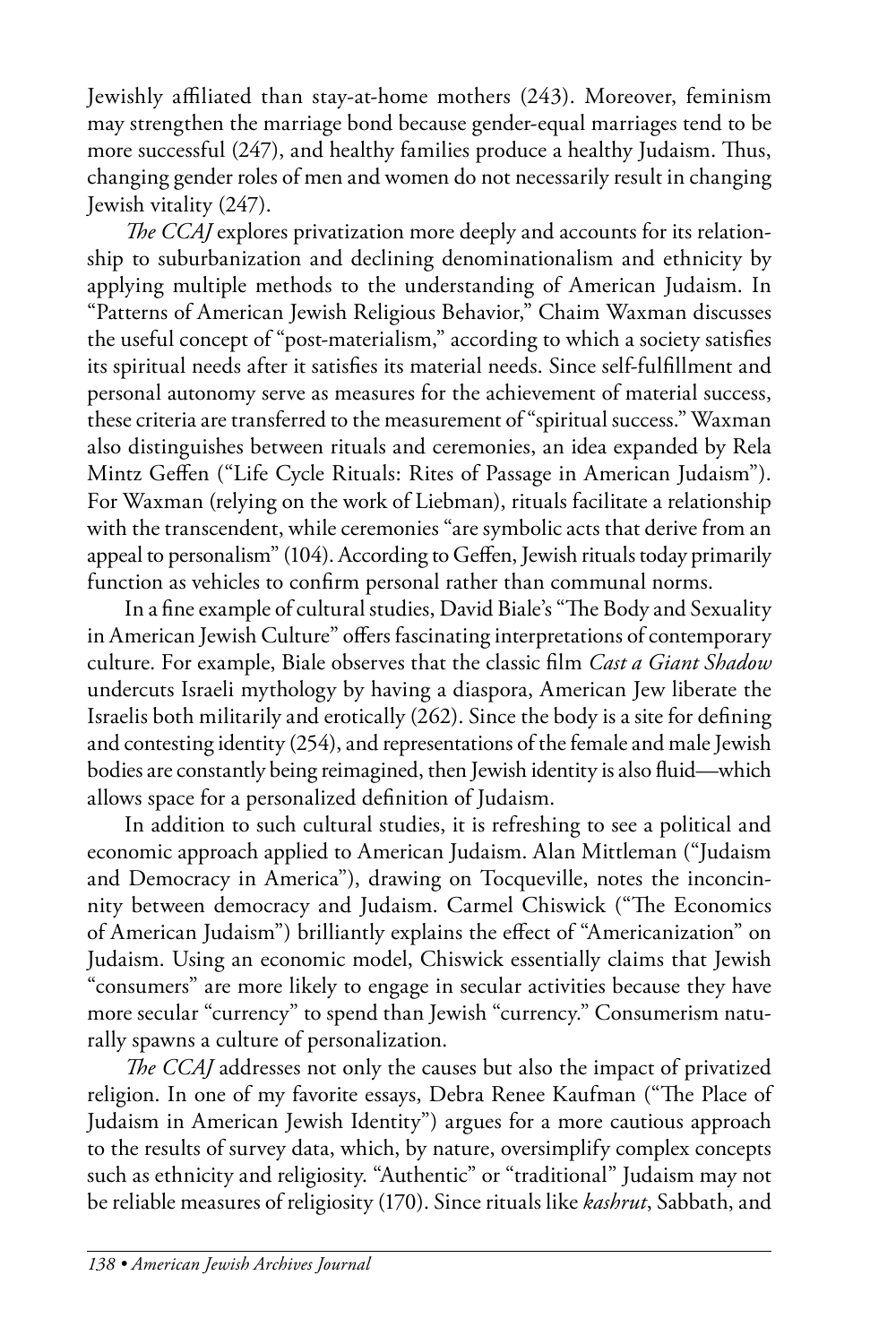Jewishly affiliated than stay-at-home mothers (243). Moreover, feminism may strengthen the marriage bond because gender-equal marriages tend to be more successful (247), and healthy families produce a healthy Judaism. Thus, changing gender roles of men and women do not necessarily result in changing Jewish vitality (247).

*The CCAJ* explores privatization more deeply and accounts for its relationship to suburbanization and declining denominationalism and ethnicity by applying multiple methods to the understanding of American Judaism. In "Patterns of American Jewish Religious Behavior," Chaim Waxman discusses the useful concept of "post-materialism," according to which a society satisfies its spiritual needs after it satisfies its material needs. Since self-fulfillment and personal autonomy serve as measures for the achievement of material success, these criteria are transferred to the measurement of "spiritual success." Waxman also distinguishes between rituals and ceremonies, an idea expanded by Rela Mintz Geffen ("Life Cycle Rituals: Rites of Passage in American Judaism"). For Waxman (relying on the work of Liebman), rituals facilitate a relationship with the transcendent, while ceremonies "are symbolic acts that derive from an appeal to personalism" (104). According to Geffen, Jewish rituals today primarily function as vehicles to confirm personal rather than communal norms.

In a fine example of cultural studies, David Biale's "The Body and Sexuality in American Jewish Culture" offers fascinating interpretations of contemporary culture. For example, Biale observes that the classic film *Cast a Giant Shadow* undercuts Israeli mythology by having a diaspora, American Jew liberate the Israelis both militarily and erotically (262). Since the body is a site for defining and contesting identity (254), and representations of the female and male Jewish bodies are constantly being reimagined, then Jewish identity is also fluid—which allows space for a personalized definition of Judaism.

In addition to such cultural studies, it is refreshing to see a political and economic approach applied to American Judaism. Alan Mittleman ("Judaism and Democracy in America"), drawing on Tocqueville, notes the inconcinnity between democracy and Judaism. Carmel Chiswick ("The Economics of American Judaism") brilliantly explains the effect of "Americanization" on Judaism. Using an economic model, Chiswick essentially claims that Jewish "consumers" are more likely to engage in secular activities because they have more secular "currency" to spend than Jewish "currency." Consumerism naturally spawns a culture of personalization.

*The CCAJ* addresses not only the causes but also the impact of privatized religion. In one of my favorite essays, Debra Renee Kaufman ("The Place of Judaism in American Jewish Identity") argues for a more cautious approach to the results of survey data, which, by nature, oversimplify complex concepts such as ethnicity and religiosity. "Authentic" or "traditional" Judaism may not be reliable measures of religiosity (170). Since rituals like *kashrut*, Sabbath, and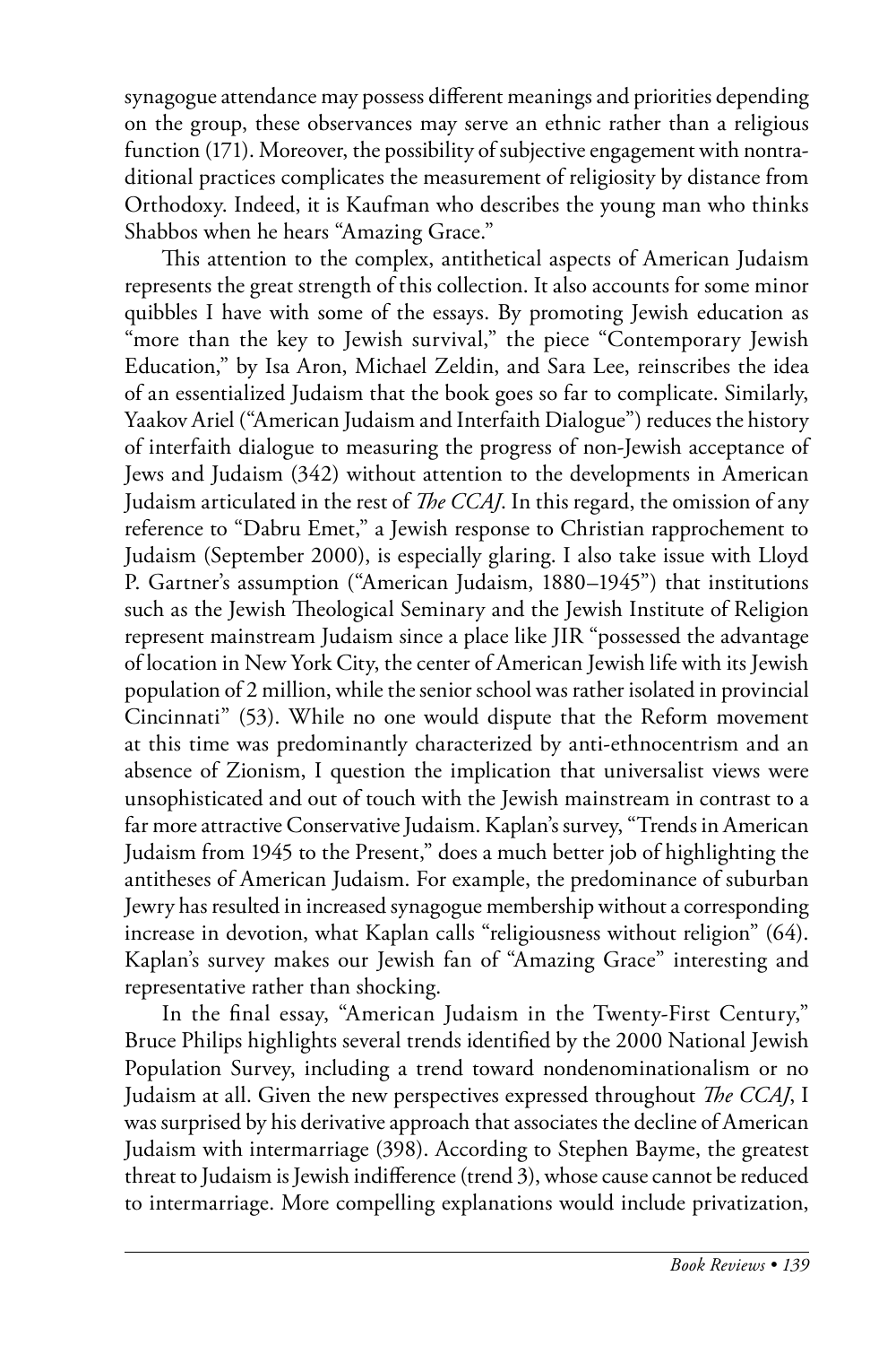synagogue attendance may possess different meanings and priorities depending on the group, these observances may serve an ethnic rather than a religious function (171). Moreover, the possibility of subjective engagement with nontraditional practices complicates the measurement of religiosity by distance from Orthodoxy. Indeed, it is Kaufman who describes the young man who thinks Shabbos when he hears "Amazing Grace."

This attention to the complex, antithetical aspects of American Judaism represents the great strength of this collection. It also accounts for some minor quibbles I have with some of the essays. By promoting Jewish education as "more than the key to Jewish survival," the piece "Contemporary Jewish Education," by Isa Aron, Michael Zeldin, and Sara Lee, reinscribes the idea of an essentialized Judaism that the book goes so far to complicate. Similarly, Yaakov Ariel ("American Judaism and Interfaith Dialogue") reduces the history of interfaith dialogue to measuring the progress of non-Jewish acceptance of Jews and Judaism (342) without attention to the developments in American Judaism articulated in the rest of *The CCAJ*. In this regard, the omission of any reference to "Dabru Emet," a Jewish response to Christian rapprochement to Judaism (September 2000), is especially glaring. I also take issue with Lloyd P. Gartner's assumption ("American Judaism, 1880–1945") that institutions such as the Jewish Theological Seminary and the Jewish Institute of Religion represent mainstream Judaism since a place like JIR "possessed the advantage of location in New York City, the center of American Jewish life with its Jewish population of 2 million, while the senior school was rather isolated in provincial Cincinnati" (53). While no one would dispute that the Reform movement at this time was predominantly characterized by anti-ethnocentrism and an absence of Zionism, I question the implication that universalist views were unsophisticated and out of touch with the Jewish mainstream in contrast to a far more attractive Conservative Judaism. Kaplan's survey, "Trends in American Judaism from 1945 to the Present," does a much better job of highlighting the antitheses of American Judaism. For example, the predominance of suburban Jewry has resulted in increased synagogue membership without a corresponding increase in devotion, what Kaplan calls "religiousness without religion" (64). Kaplan's survey makes our Jewish fan of "Amazing Grace" interesting and representative rather than shocking.

In the final essay, "American Judaism in the Twenty-First Century," Bruce Philips highlights several trends identified by the 2000 National Jewish Population Survey, including a trend toward nondenominationalism or no Judaism at all. Given the new perspectives expressed throughout *The CCAJ*, I was surprised by his derivative approach that associates the decline of American Judaism with intermarriage (398). According to Stephen Bayme, the greatest threat to Judaism is Jewish indifference (trend 3), whose cause cannot be reduced to intermarriage. More compelling explanations would include privatization,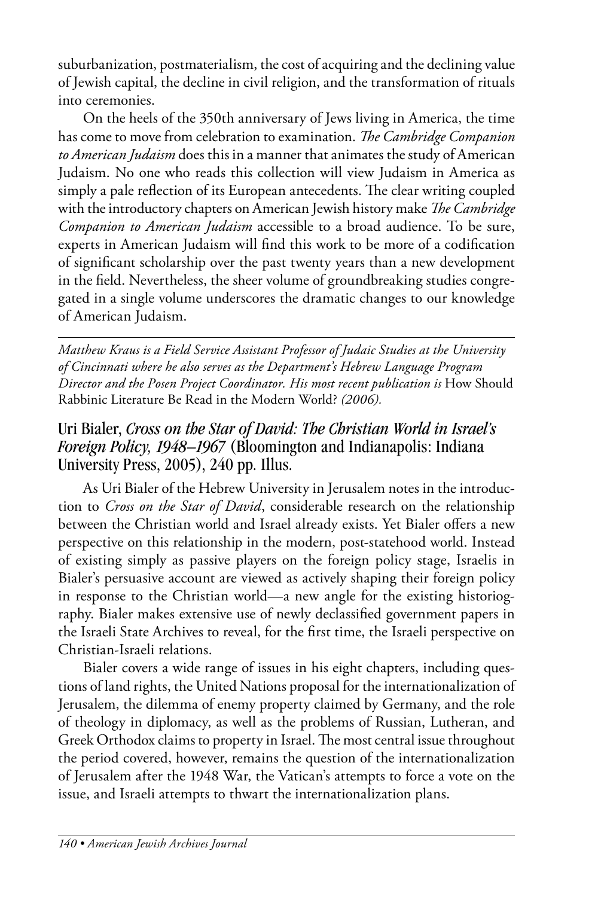suburbanization, postmaterialism, the cost of acquiring and the declining value of Jewish capital, the decline in civil religion, and the transformation of rituals into ceremonies.

On the heels of the 350th anniversary of Jews living in America, the time has come to move from celebration to examination. *The Cambridge Companion to American Judaism* does this in a manner that animates the study of American Judaism. No one who reads this collection will view Judaism in America as simply a pale reflection of its European antecedents. The clear writing coupled with the introductory chapters on American Jewish history make *The Cambridge Companion to American Judaism* accessible to a broad audience. To be sure, experts in American Judaism will find this work to be more of a codification of significant scholarship over the past twenty years than a new development in the field. Nevertheless, the sheer volume of groundbreaking studies congregated in a single volume underscores the dramatic changes to our knowledge of American Judaism.

---

*Matthew Kraus is a Field Service Assistant Professor of Judaic Studies at the University of Cincinnati where he also serves as the Department's Hebrew Language Program Director and the Posen Project Coordinator. His most recent publication is* How Should Rabbinic Literature Be Read in the Modern World? *(2006).*

## Uri Bialer, *Cross on the Star of David: The Christian World in Israel's Foreign Policy, 1948–1967* (Bloomington and Indianapolis: Indiana University Press, 2005), 240 pp. Illus.

As Uri Bialer of the Hebrew University in Jerusalem notes in the introduction to *Cross on the Star of David*, considerable research on the relationship between the Christian world and Israel already exists. Yet Bialer offers a new perspective on this relationship in the modern, post-statehood world. Instead of existing simply as passive players on the foreign policy stage, Israelis in Bialer's persuasive account are viewed as actively shaping their foreign policy in response to the Christian world—a new angle for the existing historiography. Bialer makes extensive use of newly declassified government papers in the Israeli State Archives to reveal, for the first time, the Israeli perspective on Christian-Israeli relations.

Bialer covers a wide range of issues in his eight chapters, including questions of land rights, the United Nations proposal for the internationalization of Jerusalem, the dilemma of enemy property claimed by Germany, and the role of theology in diplomacy, as well as the problems of Russian, Lutheran, and Greek Orthodox claims to property in Israel. The most central issue throughout the period covered, however, remains the question of the internationalization of Jerusalem after the 1948 War, the Vatican's attempts to force a vote on the issue, and Israeli attempts to thwart the internationalization plans.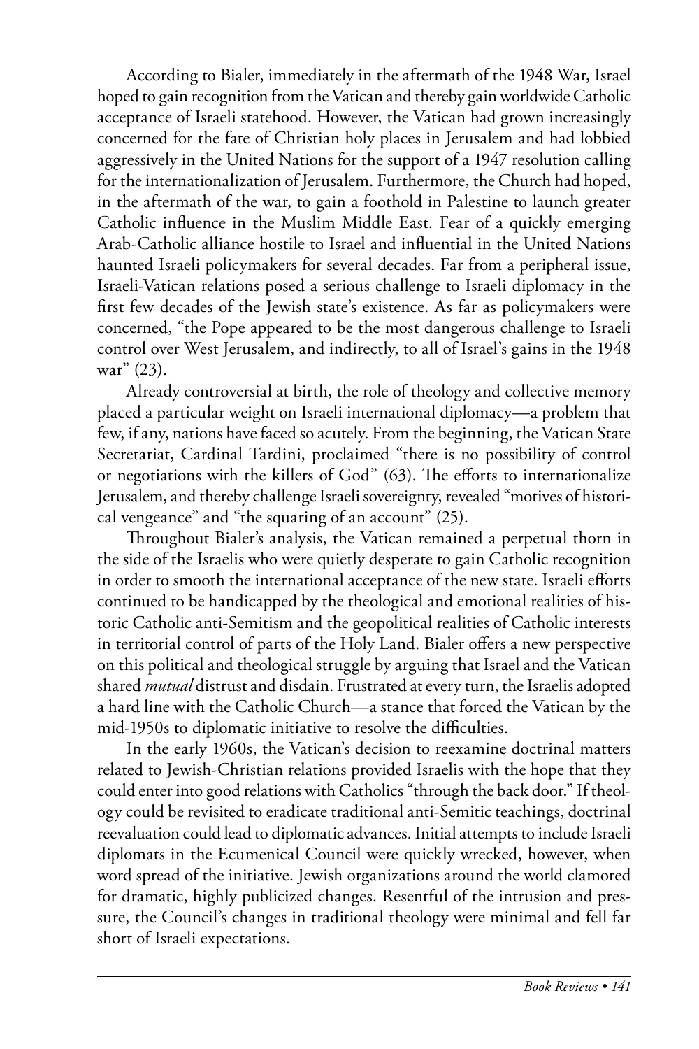According to Bialer, immediately in the aftermath of the 1948 War, Israel hoped to gain recognition from the Vatican and thereby gain worldwide Catholic acceptance of Israeli statehood. However, the Vatican had grown increasingly concerned for the fate of Christian holy places in Jerusalem and had lobbied aggressively in the United Nations for the support of a 1947 resolution calling for the internationalization of Jerusalem. Furthermore, the Church had hoped, in the aftermath of the war, to gain a foothold in Palestine to launch greater Catholic influence in the Muslim Middle East. Fear of a quickly emerging Arab-Catholic alliance hostile to Israel and influential in the United Nations haunted Israeli policymakers for several decades. Far from a peripheral issue, Israeli-Vatican relations posed a serious challenge to Israeli diplomacy in the first few decades of the Jewish state's existence. As far as policymakers were concerned, "the Pope appeared to be the most dangerous challenge to Israeli control over West Jerusalem, and indirectly, to all of Israel's gains in the 1948 war" (23).

Already controversial at birth, the role of theology and collective memory placed a particular weight on Israeli international diplomacy—a problem that few, if any, nations have faced so acutely. From the beginning, the Vatican State Secretariat, Cardinal Tardini, proclaimed "there is no possibility of control or negotiations with the killers of God" (63). The efforts to internationalize Jerusalem, and thereby challenge Israeli sovereignty, revealed "motives of historical vengeance" and "the squaring of an account" (25).

Throughout Bialer's analysis, the Vatican remained a perpetual thorn in the side of the Israelis who were quietly desperate to gain Catholic recognition in order to smooth the international acceptance of the new state. Israeli efforts continued to be handicapped by the theological and emotional realities of historic Catholic anti-Semitism and the geopolitical realities of Catholic interests in territorial control of parts of the Holy Land. Bialer offers a new perspective on this political and theological struggle by arguing that Israel and the Vatican shared *mutual* distrust and disdain. Frustrated at every turn, the Israelis adopted a hard line with the Catholic Church—a stance that forced the Vatican by the mid-1950s to diplomatic initiative to resolve the difficulties.

In the early 1960s, the Vatican's decision to reexamine doctrinal matters related to Jewish-Christian relations provided Israelis with the hope that they could enter into good relations with Catholics "through the back door." If theology could be revisited to eradicate traditional anti-Semitic teachings, doctrinal reevaluation could lead to diplomatic advances. Initial attempts to include Israeli diplomats in the Ecumenical Council were quickly wrecked, however, when word spread of the initiative. Jewish organizations around the world clamored for dramatic, highly publicized changes. Resentful of the intrusion and pressure, the Council's changes in traditional theology were minimal and fell far short of Israeli expectations.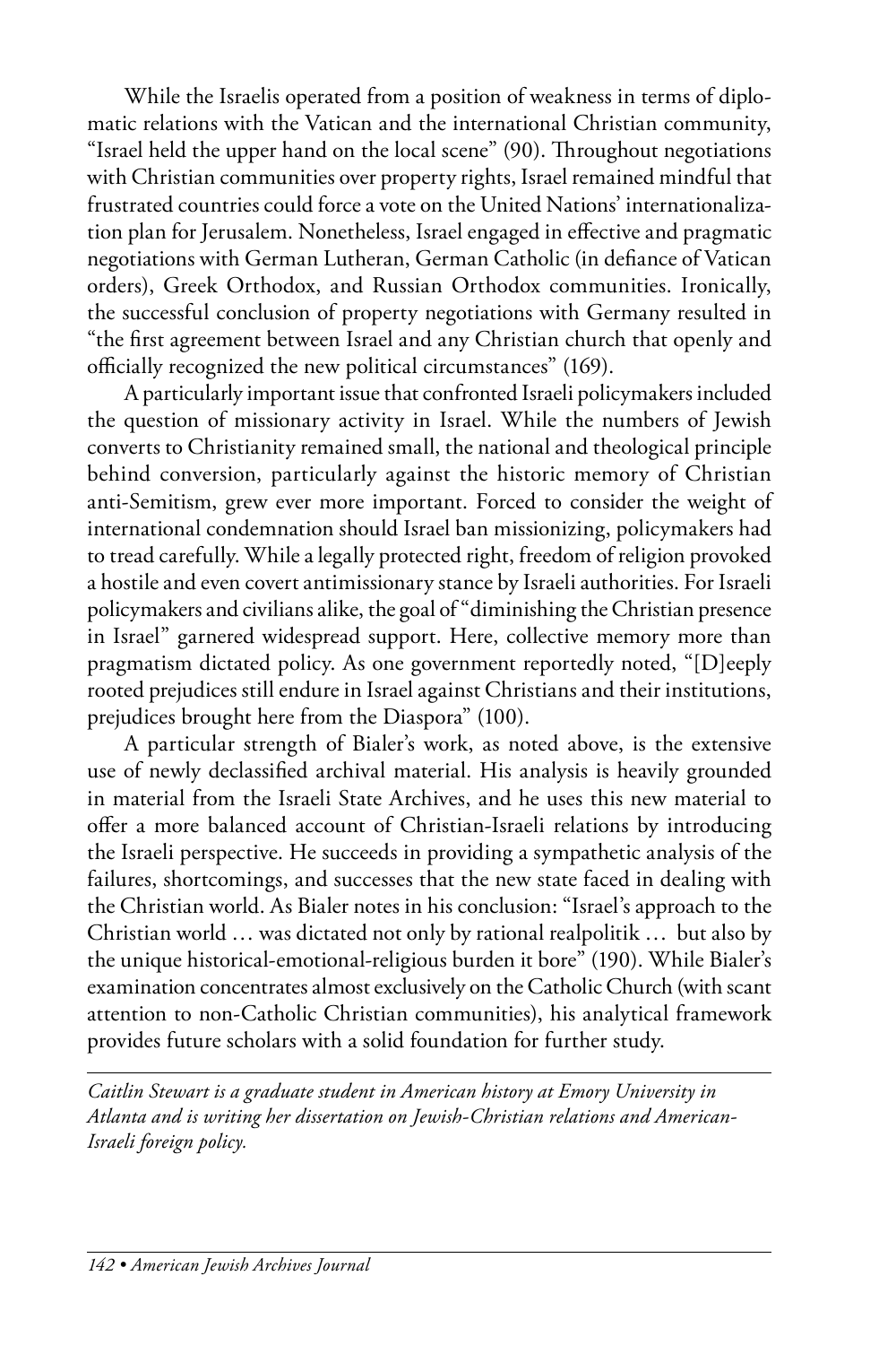While the Israelis operated from a position of weakness in terms of diplomatic relations with the Vatican and the international Christian community, "Israel held the upper hand on the local scene" (90). Throughout negotiations with Christian communities over property rights, Israel remained mindful that frustrated countries could force a vote on the United Nations' internationalization plan for Jerusalem. Nonetheless, Israel engaged in effective and pragmatic negotiations with German Lutheran, German Catholic (in defiance of Vatican orders), Greek Orthodox, and Russian Orthodox communities. Ironically, the successful conclusion of property negotiations with Germany resulted in "the first agreement between Israel and any Christian church that openly and officially recognized the new political circumstances" (169).

A particularly important issue that confronted Israeli policymakers included the question of missionary activity in Israel. While the numbers of Jewish converts to Christianity remained small, the national and theological principle behind conversion, particularly against the historic memory of Christian anti-Semitism, grew ever more important. Forced to consider the weight of international condemnation should Israel ban missionizing, policymakers had to tread carefully. While a legally protected right, freedom of religion provoked a hostile and even covert antimissionary stance by Israeli authorities. For Israeli policymakers and civilians alike, the goal of "diminishing the Christian presence in Israel" garnered widespread support. Here, collective memory more than pragmatism dictated policy. As one government reportedly noted, "[D]eeply rooted prejudices still endure in Israel against Christians and their institutions, prejudices brought here from the Diaspora" (100).

A particular strength of Bialer's work, as noted above, is the extensive use of newly declassified archival material. His analysis is heavily grounded in material from the Israeli State Archives, and he uses this new material to offer a more balanced account of Christian-Israeli relations by introducing the Israeli perspective. He succeeds in providing a sympathetic analysis of the failures, shortcomings, and successes that the new state faced in dealing with the Christian world. As Bialer notes in his conclusion: "Israel's approach to the Christian world … was dictated not only by rational realpolitik … but also by the unique historical-emotional-religious burden it bore" (190). While Bialer's examination concentrates almost exclusively on the Catholic Church (with scant attention to non-Catholic Christian communities), his analytical framework provides future scholars with a solid foundation for further study.

---

*Caitlin Stewart is a graduate student in American history at Emory University in Atlanta and is writing her dissertation on Jewish-Christian relations and American-Israeli foreign policy.*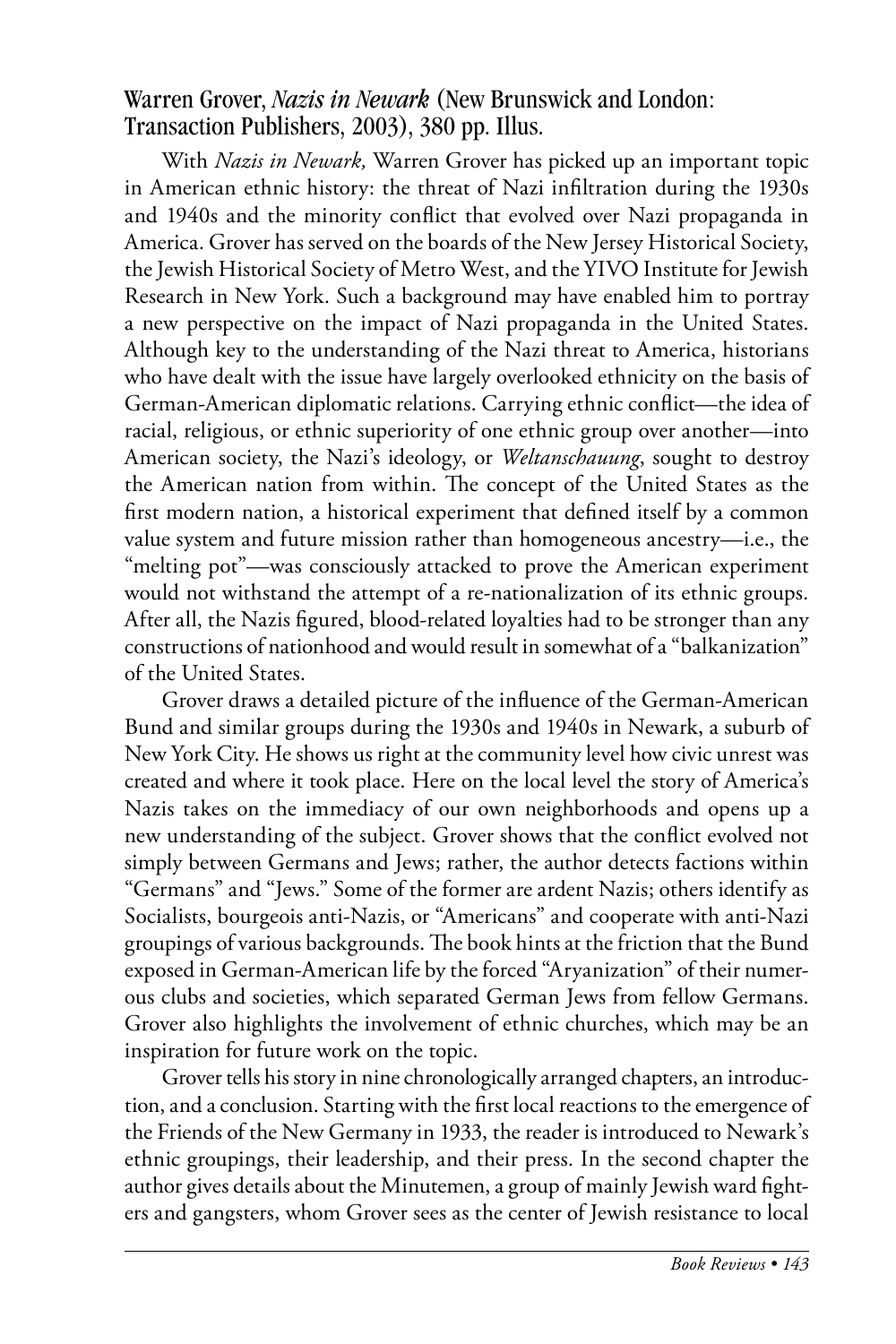### Warren Grover, *Nazis in Newark* (New Brunswick and London: Transaction Publishers, 2003), 380 pp. Illus.

With *Nazis in Newark,* Warren Grover has picked up an important topic in American ethnic history: the threat of Nazi infiltration during the 1930s and 1940s and the minority conflict that evolved over Nazi propaganda in America. Grover has served on the boards of the New Jersey Historical Society, the Jewish Historical Society of Metro West, and the YIVO Institute for Jewish Research in New York. Such a background may have enabled him to portray a new perspective on the impact of Nazi propaganda in the United States. Although key to the understanding of the Nazi threat to America, historians who have dealt with the issue have largely overlooked ethnicity on the basis of German-American diplomatic relations. Carrying ethnic conflict—the idea of racial, religious, or ethnic superiority of one ethnic group over another—into American society, the Nazi's ideology, or *Weltanschauung*, sought to destroy the American nation from within. The concept of the United States as the first modern nation, a historical experiment that defined itself by a common value system and future mission rather than homogeneous ancestry—i.e., the "melting pot"—was consciously attacked to prove the American experiment would not withstand the attempt of a re-nationalization of its ethnic groups. After all, the Nazis figured, blood-related loyalties had to be stronger than any constructions of nationhood and would result in somewhat of a "balkanization" of the United States.

Grover draws a detailed picture of the influence of the German-American Bund and similar groups during the 1930s and 1940s in Newark, a suburb of New York City. He shows us right at the community level how civic unrest was created and where it took place. Here on the local level the story of America's Nazis takes on the immediacy of our own neighborhoods and opens up a new understanding of the subject. Grover shows that the conflict evolved not simply between Germans and Jews; rather, the author detects factions within "Germans" and "Jews." Some of the former are ardent Nazis; others identify as Socialists, bourgeois anti-Nazis, or "Americans" and cooperate with anti-Nazi groupings of various backgrounds. The book hints at the friction that the Bund exposed in German-American life by the forced "Aryanization" of their numerous clubs and societies, which separated German Jews from fellow Germans. Grover also highlights the involvement of ethnic churches, which may be an inspiration for future work on the topic.

Grover tells his story in nine chronologically arranged chapters, an introduction, and a conclusion. Starting with the first local reactions to the emergence of the Friends of the New Germany in 1933, the reader is introduced to Newark's ethnic groupings, their leadership, and their press. In the second chapter the author gives details about the Minutemen, a group of mainly Jewish ward fighters and gangsters, whom Grover sees as the center of Jewish resistance to local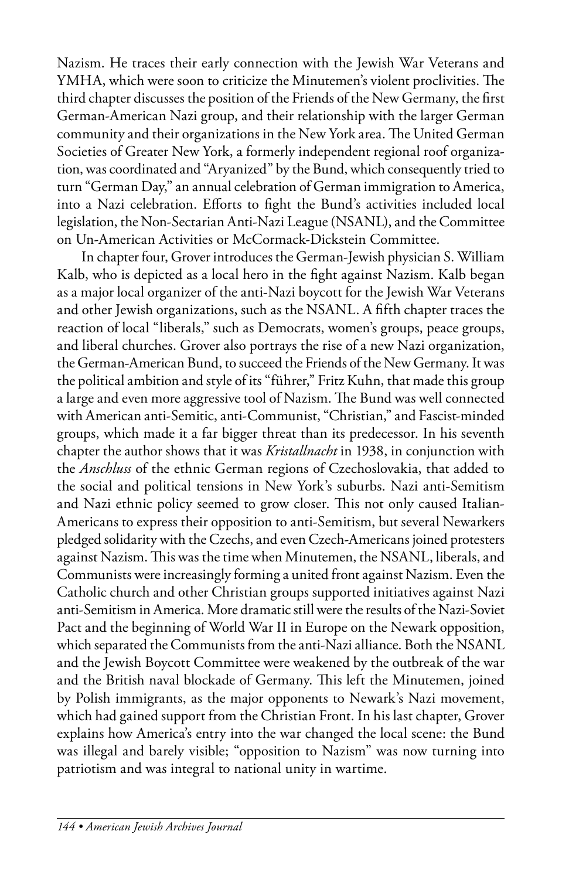Nazism. He traces their early connection with the Jewish War Veterans and YMHA, which were soon to criticize the Minutemen's violent proclivities. The third chapter discusses the position of the Friends of the New Germany, the first German-American Nazi group, and their relationship with the larger German community and their organizations in the New York area. The United German Societies of Greater New York, a formerly independent regional roof organization, was coordinated and "Aryanized" by the Bund, which consequently tried to turn "German Day," an annual celebration of German immigration to America, into a Nazi celebration. Efforts to fight the Bund's activities included local legislation, the Non-Sectarian Anti-Nazi League (NSANL), and the Committee on Un-American Activities or McCormack-Dickstein Committee.

In chapter four, Grover introduces the German-Jewish physician S. William Kalb, who is depicted as a local hero in the fight against Nazism. Kalb began as a major local organizer of the anti-Nazi boycott for the Jewish War Veterans and other Jewish organizations, such as the NSANL. A fifth chapter traces the reaction of local "liberals," such as Democrats, women's groups, peace groups, and liberal churches. Grover also portrays the rise of a new Nazi organization, the German-American Bund, to succeed the Friends of the New Germany. It was the political ambition and style of its "führer," Fritz Kuhn, that made this group a large and even more aggressive tool of Nazism. The Bund was well connected with American anti-Semitic, anti-Communist, "Christian," and Fascist-minded groups, which made it a far bigger threat than its predecessor. In his seventh chapter the author shows that it was *Kristallnacht* in 1938, in conjunction with the *Anschluss* of the ethnic German regions of Czechoslovakia, that added to the social and political tensions in New York's suburbs. Nazi anti-Semitism and Nazi ethnic policy seemed to grow closer. This not only caused Italian-Americans to express their opposition to anti-Semitism, but several Newarkers pledged solidarity with the Czechs, and even Czech-Americans joined protesters against Nazism. This was the time when Minutemen, the NSANL, liberals, and Communists were increasingly forming a united front against Nazism. Even the Catholic church and other Christian groups supported initiatives against Nazi anti-Semitism in America. More dramatic still were the results of the Nazi-Soviet Pact and the beginning of World War II in Europe on the Newark opposition, which separated the Communists from the anti-Nazi alliance. Both the NSANL and the Jewish Boycott Committee were weakened by the outbreak of the war and the British naval blockade of Germany. This left the Minutemen, joined by Polish immigrants, as the major opponents to Newark's Nazi movement, which had gained support from the Christian Front. In his last chapter, Grover explains how America's entry into the war changed the local scene: the Bund was illegal and barely visible; "opposition to Nazism" was now turning into patriotism and was integral to national unity in wartime.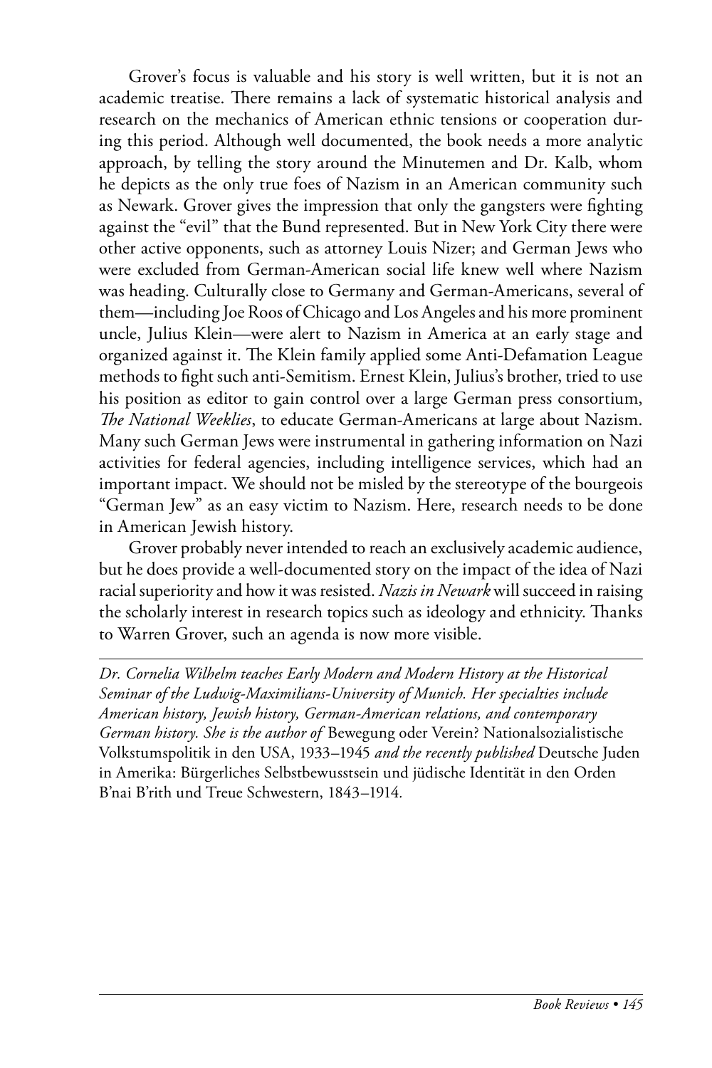Grover's focus is valuable and his story is well written, but it is not an academic treatise. There remains a lack of systematic historical analysis and research on the mechanics of American ethnic tensions or cooperation during this period. Although well documented, the book needs a more analytic approach, by telling the story around the Minutemen and Dr. Kalb, whom he depicts as the only true foes of Nazism in an American community such as Newark. Grover gives the impression that only the gangsters were fighting against the "evil" that the Bund represented. But in New York City there were other active opponents, such as attorney Louis Nizer; and German Jews who were excluded from German-American social life knew well where Nazism was heading. Culturally close to Germany and German-Americans, several of them—including Joe Roos of Chicago and Los Angeles and his more prominent uncle, Julius Klein—were alert to Nazism in America at an early stage and organized against it. The Klein family applied some Anti-Defamation League methods to fight such anti-Semitism. Ernest Klein, Julius's brother, tried to use his position as editor to gain control over a large German press consortium, *The National Weeklies*, to educate German-Americans at large about Nazism. Many such German Jews were instrumental in gathering information on Nazi activities for federal agencies, including intelligence services, which had an important impact. We should not be misled by the stereotype of the bourgeois "German Jew" as an easy victim to Nazism. Here, research needs to be done in American Jewish history.

Grover probably never intended to reach an exclusively academic audience, but he does provide a well-documented story on the impact of the idea of Nazi racial superiority and how it was resisted. *Nazis in Newark* will succeed in raising the scholarly interest in research topics such as ideology and ethnicity. Thanks to Warren Grover, such an agenda is now more visible.

---

*Dr. Cornelia Wilhelm teaches Early Modern and Modern History at the Historical Seminar of the Ludwig-Maximilians-University of Munich. Her specialties include American history, Jewish history, German-American relations, and contemporary German history. She is the author of* Bewegung oder Verein? Nationalsozialistische Volkstumspolitik in den USA, 1933–1945 *and the recently published* Deutsche Juden in Amerika: Bürgerliches Selbstbewusstsein und jüdische Identität in den Orden B'nai B'rith und Treue Schwestern, 1843–1914*.*